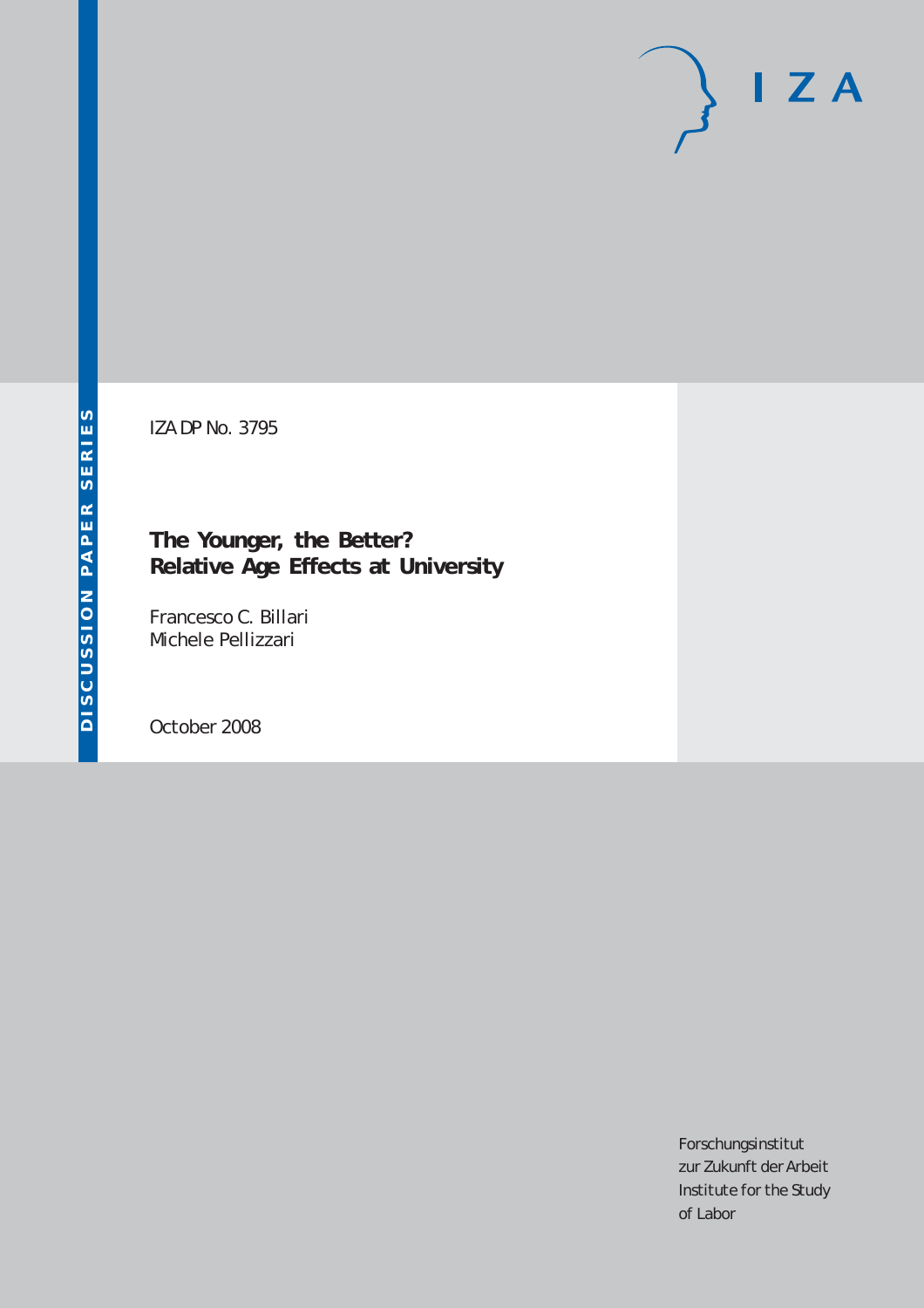DISCUSSION PAPER SERIES

IZA DP No. 3795

# The Younger, the Better? Relative Age Effects at University

Francesco C. Billari
Michele Pellizzari

October 2008

I Z A

Forschungsinstitut
zur Zukunft der Arbeit
Institute for the Study
of Labor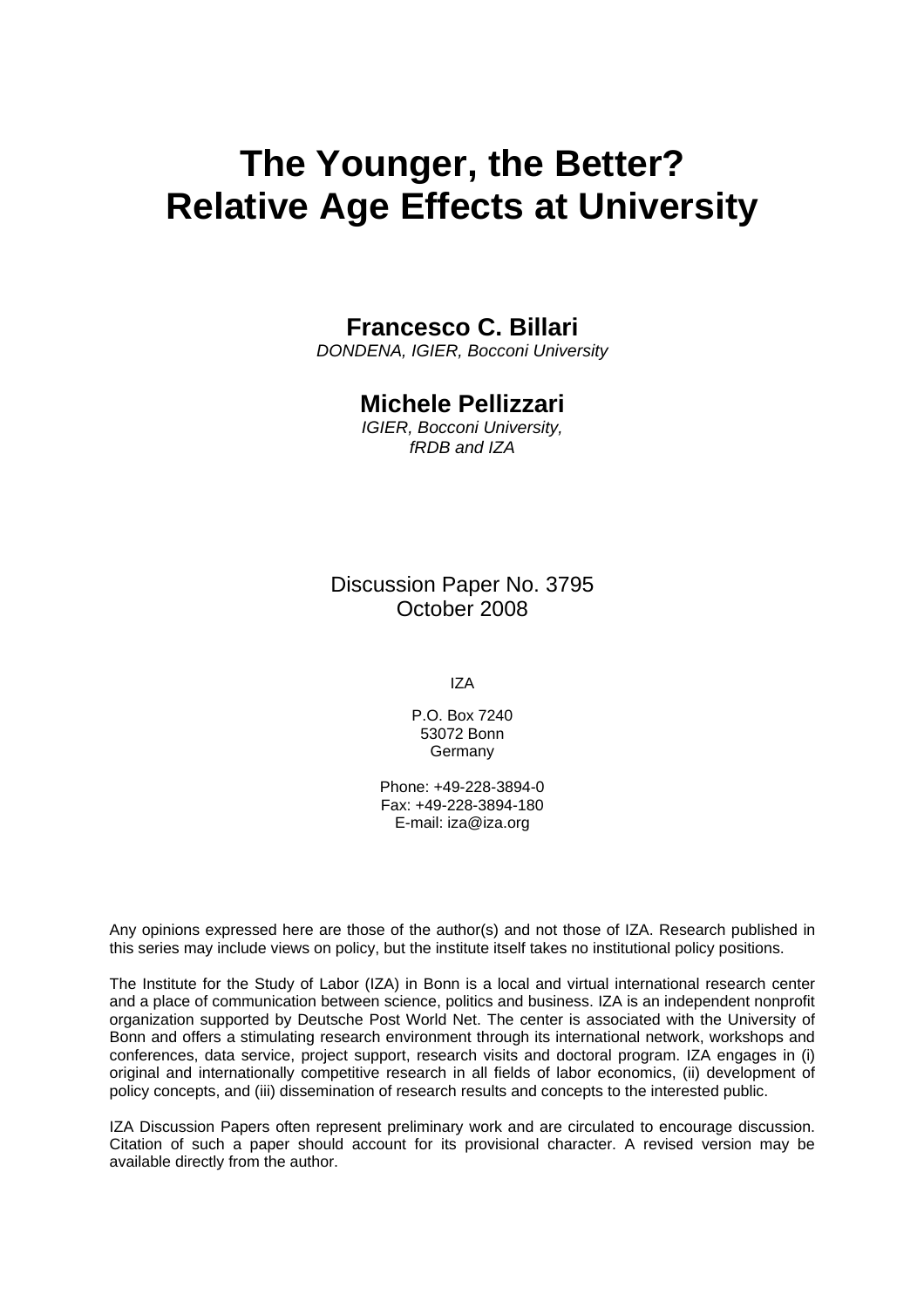# The Younger, the Better? Relative Age Effects at University

**Francesco C. Billari**
*DONDENA, IGIER, Bocconi University*

**Michele Pellizzari**
*IGIER, Bocconi University, fRDB and IZA*

Discussion Paper No. 3795
October 2008

IZA

P.O. Box 7240
53072 Bonn
Germany

Phone: +49-228-3894-0
Fax: +49-228-3894-180
E-mail: iza@iza.org

Any opinions expressed here are those of the author(s) and not those of IZA. Research published in this series may include views on policy, but the institute itself takes no institutional policy positions.

The Institute for the Study of Labor (IZA) in Bonn is a local and virtual international research center and a place of communication between science, politics and business. IZA is an independent nonprofit organization supported by Deutsche Post World Net. The center is associated with the University of Bonn and offers a stimulating research environment through its international network, workshops and conferences, data service, project support, research visits and doctoral program. IZA engages in (i) original and internationally competitive research in all fields of labor economics, (ii) development of policy concepts, and (iii) dissemination of research results and concepts to the interested public.

IZA Discussion Papers often represent preliminary work and are circulated to encourage discussion. Citation of such a paper should account for its provisional character. A revised version may be available directly from the author.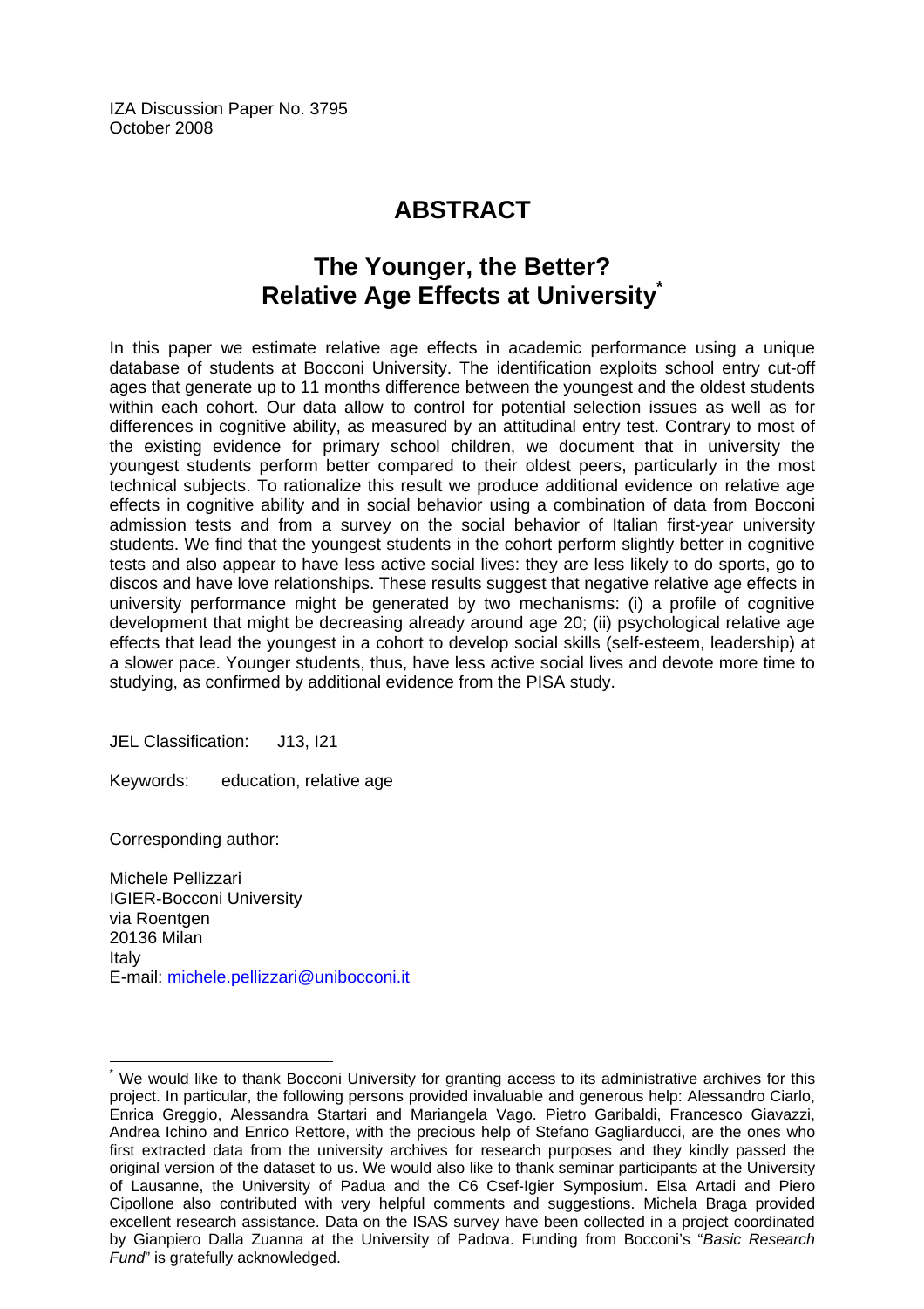IZA Discussion Paper No. 3795
October 2008

# ABSTRACT

## The Younger, the Better? Relative Age Effects at University*

In this paper we estimate relative age effects in academic performance using a unique database of students at Bocconi University. The identification exploits school entry cut-off ages that generate up to 11 months difference between the youngest and the oldest students within each cohort. Our data allow to control for potential selection issues as well as for differences in cognitive ability, as measured by an attitudinal entry test. Contrary to most of the existing evidence for primary school children, we document that in university the youngest students perform better compared to their oldest peers, particularly in the most technical subjects. To rationalize this result we produce additional evidence on relative age effects in cognitive ability and in social behavior using a combination of data from Bocconi admission tests and from a survey on the social behavior of Italian first-year university students. We find that the youngest students in the cohort perform slightly better in cognitive tests and also appear to have less active social lives: they are less likely to do sports, go to discos and have love relationships. These results suggest that negative relative age effects in university performance might be generated by two mechanisms: (i) a profile of cognitive development that might be decreasing already around age 20; (ii) psychological relative age effects that lead the youngest in a cohort to develop social skills (self-esteem, leadership) at a slower pace. Younger students, thus, have less active social lives and devote more time to studying, as confirmed by additional evidence from the PISA study.

JEL Classification: J13, I21

Keywords: education, relative age

Corresponding author:

Michele Pellizzari
IGIER-Bocconi University
via Roentgen
20136 Milan
Italy
E-mail: michele.pellizzari@unibocconi.it

---

* We would like to thank Bocconi University for granting access to its administrative archives for this project. In particular, the following persons provided invaluable and generous help: Alessandro Ciarlo, Enrica Greggio, Alessandra Startari and Mariangela Vago. Pietro Garibaldi, Francesco Giavazzi, Andrea Ichino and Enrico Rettore, with the precious help of Stefano Gagliarducci, are the ones who first extracted data from the university archives for research purposes and they kindly passed the original version of the dataset to us. We would also like to thank seminar participants at the University of Lausanne, the University of Padua and the C6 Csef-Igier Symposium. Elsa Artadi and Piero Cipollone also contributed with very helpful comments and suggestions. Michela Braga provided excellent research assistance. Data on the ISAS survey have been collected in a project coordinated by Gianpiero Dalla Zuanna at the University of Padova. Funding from Bocconi's "*Basic Research Fund*" is gratefully acknowledged.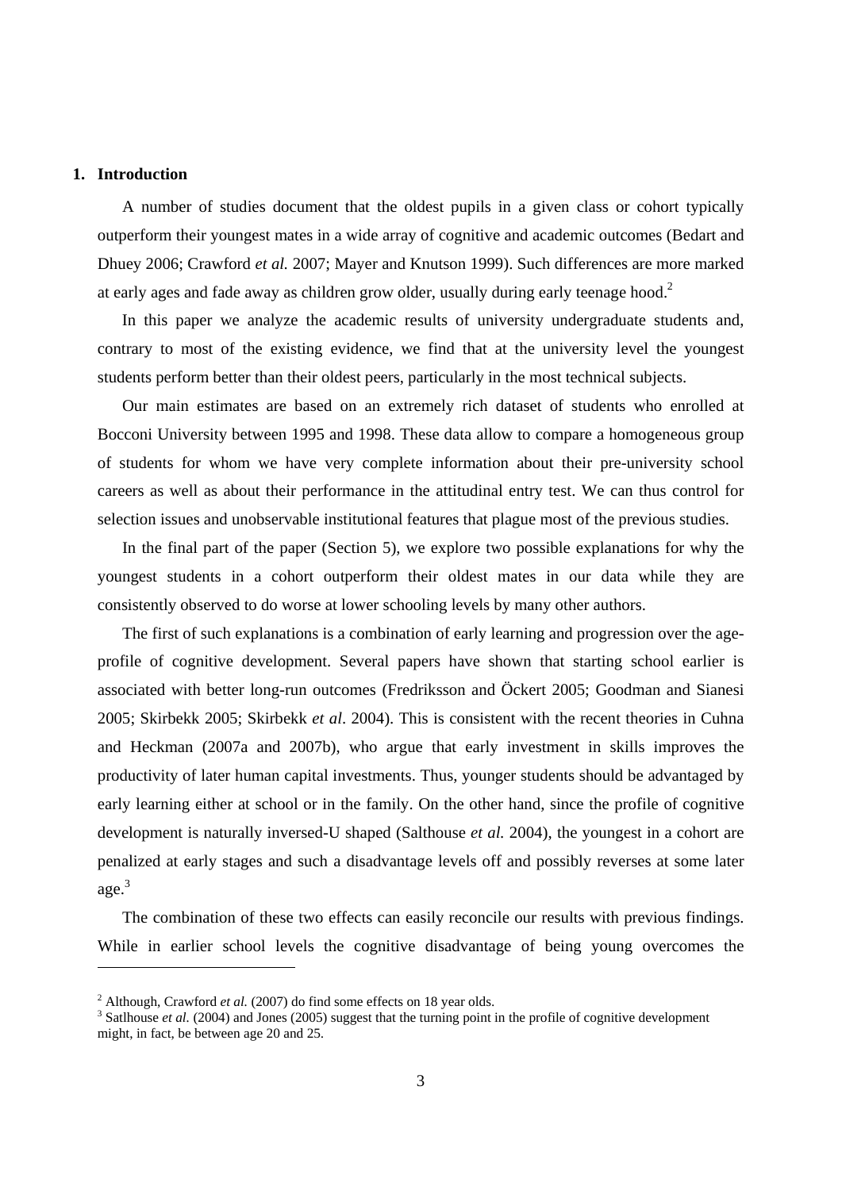## 1. Introduction

A number of studies document that the oldest pupils in a given class or cohort typically outperform their youngest mates in a wide array of cognitive and academic outcomes (Bedart and Dhuey 2006; Crawford *et al.* 2007; Mayer and Knutson 1999). Such differences are more marked at early ages and fade away as children grow older, usually during early teenage hood.[2]

In this paper we analyze the academic results of university undergraduate students and, contrary to most of the existing evidence, we find that at the university level the youngest students perform better than their oldest peers, particularly in the most technical subjects.

Our main estimates are based on an extremely rich dataset of students who enrolled at Bocconi University between 1995 and 1998. These data allow to compare a homogeneous group of students for whom we have very complete information about their pre-university school careers as well as about their performance in the attitudinal entry test. We can thus control for selection issues and unobservable institutional features that plague most of the previous studies.

In the final part of the paper (Section 5), we explore two possible explanations for why the youngest students in a cohort outperform their oldest mates in our data while they are consistently observed to do worse at lower schooling levels by many other authors.

The first of such explanations is a combination of early learning and progression over the age-profile of cognitive development. Several papers have shown that starting school earlier is associated with better long-run outcomes (Fredriksson and Öckert 2005; Goodman and Sianesi 2005; Skirbekk 2005; Skirbekk *et al.* 2004). This is consistent with the recent theories in Cuhna and Heckman (2007a and 2007b), who argue that early investment in skills improves the productivity of later human capital investments. Thus, younger students should be advantaged by early learning either at school or in the family. On the other hand, since the profile of cognitive development is naturally inversed-U shaped (Salthouse *et al.* 2004), the youngest in a cohort are penalized at early stages and such a disadvantage levels off and possibly reverses at some later age.[3]

The combination of these two effects can easily reconcile our results with previous findings. While in earlier school levels the cognitive disadvantage of being young overcomes the

---

[2] Although, Crawford *et al.* (2007) do find some effects on 18 year olds.

[3] Satlhouse *et al.* (2004) and Jones (2005) suggest that the turning point in the profile of cognitive development might, in fact, be between age 20 and 25.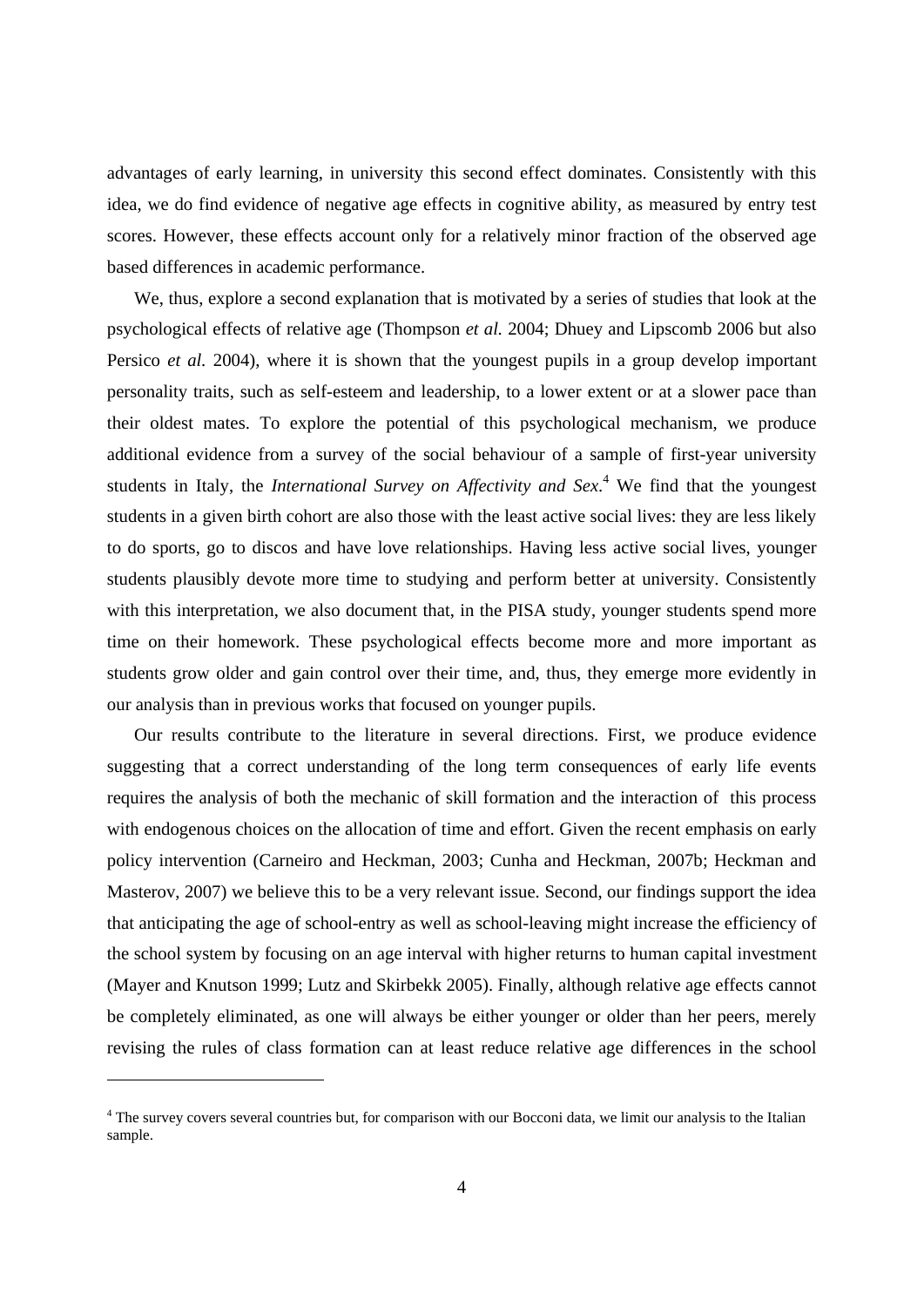advantages of early learning, in university this second effect dominates. Consistently with this idea, we do find evidence of negative age effects in cognitive ability, as measured by entry test scores. However, these effects account only for a relatively minor fraction of the observed age based differences in academic performance.

We, thus, explore a second explanation that is motivated by a series of studies that look at the psychological effects of relative age (Thompson *et al.* 2004; Dhuey and Lipscomb 2006 but also Persico *et al.* 2004), where it is shown that the youngest pupils in a group develop important personality traits, such as self-esteem and leadership, to a lower extent or at a slower pace than their oldest mates. To explore the potential of this psychological mechanism, we produce additional evidence from a survey of the social behaviour of a sample of first-year university students in Italy, the *International Survey on Affectivity and Sex*.[4] We find that the youngest students in a given birth cohort are also those with the least active social lives: they are less likely to do sports, go to discos and have love relationships. Having less active social lives, younger students plausibly devote more time to studying and perform better at university. Consistently with this interpretation, we also document that, in the PISA study, younger students spend more time on their homework. These psychological effects become more and more important as students grow older and gain control over their time, and, thus, they emerge more evidently in our analysis than in previous works that focused on younger pupils.

Our results contribute to the literature in several directions. First, we produce evidence suggesting that a correct understanding of the long term consequences of early life events requires the analysis of both the mechanic of skill formation and the interaction of this process with endogenous choices on the allocation of time and effort. Given the recent emphasis on early policy intervention (Carneiro and Heckman, 2003; Cunha and Heckman, 2007b; Heckman and Masterov, 2007) we believe this to be a very relevant issue. Second, our findings support the idea that anticipating the age of school-entry as well as school-leaving might increase the efficiency of the school system by focusing on an age interval with higher returns to human capital investment (Mayer and Knutson 1999; Lutz and Skirbekk 2005). Finally, although relative age effects cannot be completely eliminated, as one will always be either younger or older than her peers, merely revising the rules of class formation can at least reduce relative age differences in the school

[4] The survey covers several countries but, for comparison with our Bocconi data, we limit our analysis to the Italian sample.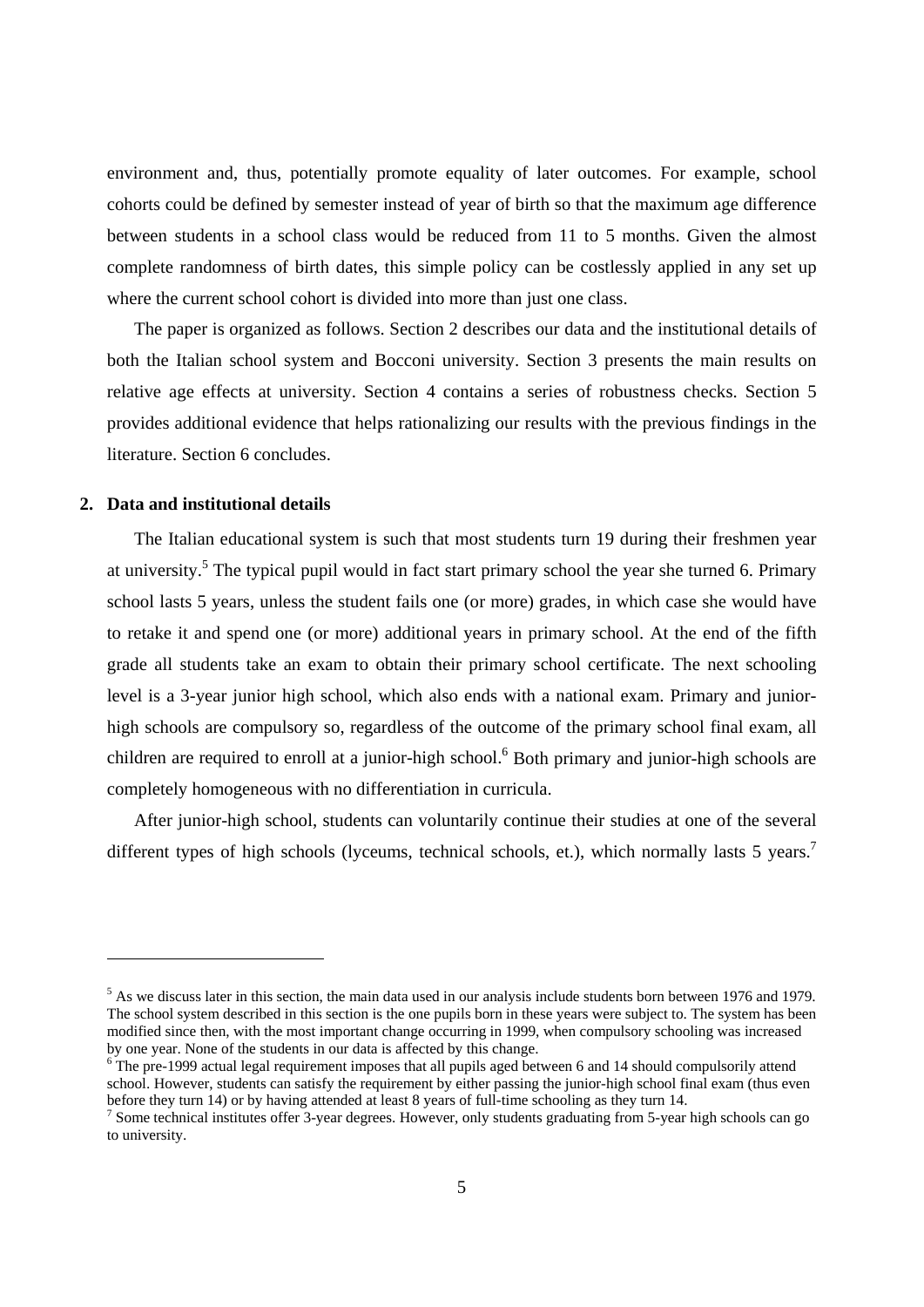environment and, thus, potentially promote equality of later outcomes. For example, school cohorts could be defined by semester instead of year of birth so that the maximum age difference between students in a school class would be reduced from 11 to 5 months. Given the almost complete randomness of birth dates, this simple policy can be costlessly applied in any set up where the current school cohort is divided into more than just one class.

The paper is organized as follows. Section 2 describes our data and the institutional details of both the Italian school system and Bocconi university. Section 3 presents the main results on relative age effects at university. Section 4 contains a series of robustness checks. Section 5 provides additional evidence that helps rationalizing our results with the previous findings in the literature. Section 6 concludes.

## 2. Data and institutional details

The Italian educational system is such that most students turn 19 during their freshmen year at university.[5] The typical pupil would in fact start primary school the year she turned 6. Primary school lasts 5 years, unless the student fails one (or more) grades, in which case she would have to retake it and spend one (or more) additional years in primary school. At the end of the fifth grade all students take an exam to obtain their primary school certificate. The next schooling level is a 3-year junior high school, which also ends with a national exam. Primary and junior-high schools are compulsory so, regardless of the outcome of the primary school final exam, all children are required to enroll at a junior-high school.[6] Both primary and junior-high schools are completely homogeneous with no differentiation in curricula.

After junior-high school, students can voluntarily continue their studies at one of the several different types of high schools (lyceums, technical schools, et.), which normally lasts 5 years.[7]

---

[5] As we discuss later in this section, the main data used in our analysis include students born between 1976 and 1979. The school system described in this section is the one pupils born in these years were subject to. The system has been modified since then, with the most important change occurring in 1999, when compulsory schooling was increased by one year. None of the students in our data is affected by this change.

[6] The pre-1999 actual legal requirement imposes that all pupils aged between 6 and 14 should compulsorily attend school. However, students can satisfy the requirement by either passing the junior-high school final exam (thus even before they turn 14) or by having attended at least 8 years of full-time schooling as they turn 14.

[7] Some technical institutes offer 3-year degrees. However, only students graduating from 5-year high schools can go to university.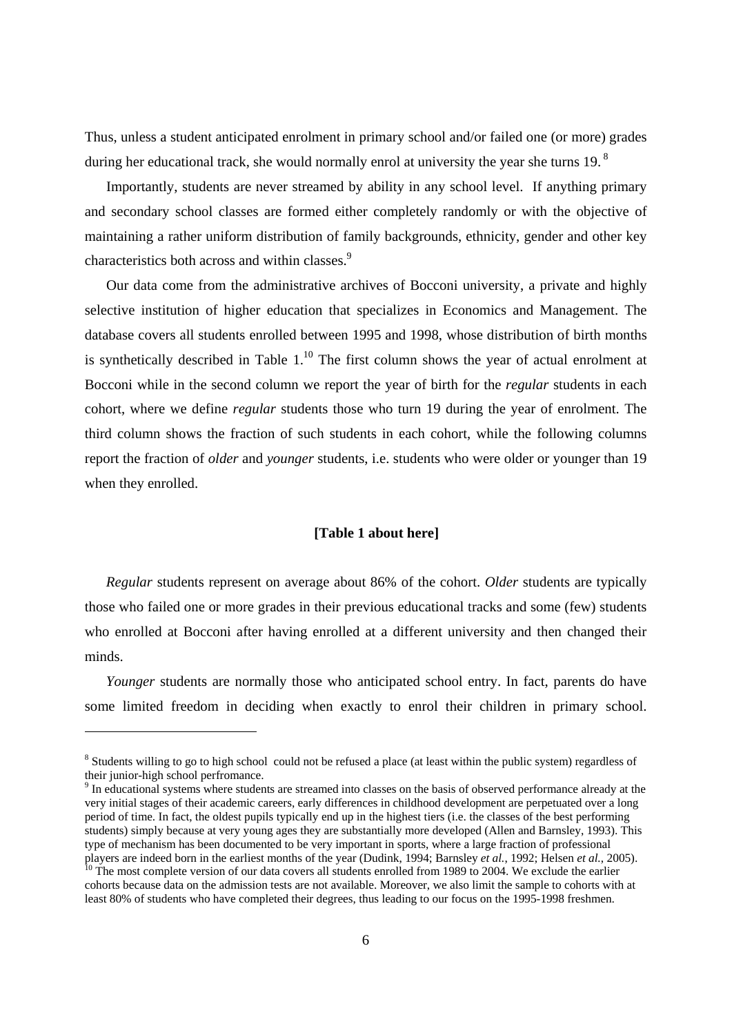Thus, unless a student anticipated enrolment in primary school and/or failed one (or more) grades during her educational track, she would normally enrol at university the year she turns 19. [8]

Importantly, students are never streamed by ability in any school level. If anything primary and secondary school classes are formed either completely randomly or with the objective of maintaining a rather uniform distribution of family backgrounds, ethnicity, gender and other key characteristics both across and within classes.[9]

Our data come from the administrative archives of Bocconi university, a private and highly selective institution of higher education that specializes in Economics and Management. The database covers all students enrolled between 1995 and 1998, whose distribution of birth months is synthetically described in Table 1.[10] The first column shows the year of actual enrolment at Bocconi while in the second column we report the year of birth for the *regular* students in each cohort, where we define *regular* students those who turn 19 during the year of enrolment. The third column shows the fraction of such students in each cohort, while the following columns report the fraction of *older* and *younger* students, i.e. students who were older or younger than 19 when they enrolled.

**[Table 1 about here]**

*Regular* students represent on average about 86% of the cohort. *Older* students are typically those who failed one or more grades in their previous educational tracks and some (few) students who enrolled at Bocconi after having enrolled at a different university and then changed their minds.

*Younger* students are normally those who anticipated school entry. In fact, parents do have some limited freedom in deciding when exactly to enrol their children in primary school.

---

[8] Students willing to go to high school could not be refused a place (at least within the public system) regardless of their junior-high school perfromance.

[9] In educational systems where students are streamed into classes on the basis of observed performance already at the very initial stages of their academic careers, early differences in childhood development are perpetuated over a long period of time. In fact, the oldest pupils typically end up in the highest tiers (i.e. the classes of the best performing students) simply because at very young ages they are substantially more developed (Allen and Barnsley, 1993). This type of mechanism has been documented to be very important in sports, where a large fraction of professional players are indeed born in the earliest months of the year (Dudink, 1994; Barnsley *et al.*, 1992; Helsen *et al.*, 2005).

[10] The most complete version of our data covers all students enrolled from 1989 to 2004. We exclude the earlier cohorts because data on the admission tests are not available. Moreover, we also limit the sample to cohorts with at least 80% of students who have completed their degrees, thus leading to our focus on the 1995-1998 freshmen.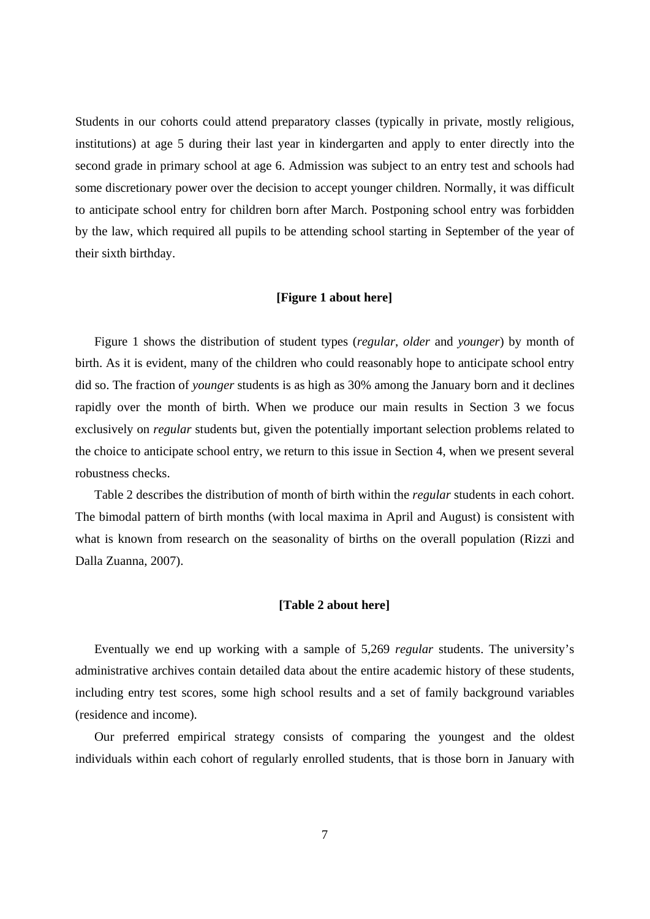Students in our cohorts could attend preparatory classes (typically in private, mostly religious, institutions) at age 5 during their last year in kindergarten and apply to enter directly into the second grade in primary school at age 6. Admission was subject to an entry test and schools had some discretionary power over the decision to accept younger children. Normally, it was difficult to anticipate school entry for children born after March. Postponing school entry was forbidden by the law, which required all pupils to be attending school starting in September of the year of their sixth birthday.

**[Figure 1 about here]**

Figure 1 shows the distribution of student types (*regular*, *older* and *younger*) by month of birth. As it is evident, many of the children who could reasonably hope to anticipate school entry did so. The fraction of *younger* students is as high as 30% among the January born and it declines rapidly over the month of birth. When we produce our main results in Section 3 we focus exclusively on *regular* students but, given the potentially important selection problems related to the choice to anticipate school entry, we return to this issue in Section 4, when we present several robustness checks.

Table 2 describes the distribution of month of birth within the *regular* students in each cohort. The bimodal pattern of birth months (with local maxima in April and August) is consistent with what is known from research on the seasonality of births on the overall population (Rizzi and Dalla Zuanna, 2007).

**[Table 2 about here]**

Eventually we end up working with a sample of 5,269 *regular* students. The university's administrative archives contain detailed data about the entire academic history of these students, including entry test scores, some high school results and a set of family background variables (residence and income).

Our preferred empirical strategy consists of comparing the youngest and the oldest individuals within each cohort of regularly enrolled students, that is those born in January with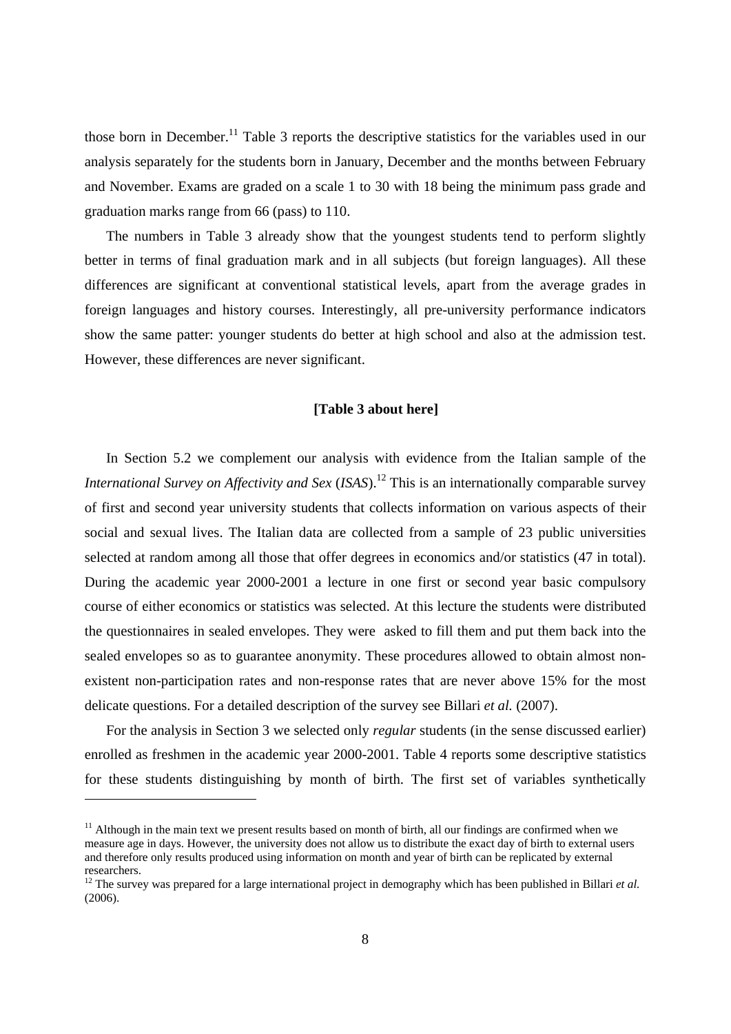those born in December.[11] Table 3 reports the descriptive statistics for the variables used in our analysis separately for the students born in January, December and the months between February and November. Exams are graded on a scale 1 to 30 with 18 being the minimum pass grade and graduation marks range from 66 (pass) to 110.

The numbers in Table 3 already show that the youngest students tend to perform slightly better in terms of final graduation mark and in all subjects (but foreign languages). All these differences are significant at conventional statistical levels, apart from the average grades in foreign languages and history courses. Interestingly, all pre-university performance indicators show the same patter: younger students do better at high school and also at the admission test. However, these differences are never significant.

**[Table 3 about here]**

In Section 5.2 we complement our analysis with evidence from the Italian sample of the *International Survey on Affectivity and Sex* (*ISAS*).[12] This is an internationally comparable survey of first and second year university students that collects information on various aspects of their social and sexual lives. The Italian data are collected from a sample of 23 public universities selected at random among all those that offer degrees in economics and/or statistics (47 in total). During the academic year 2000-2001 a lecture in one first or second year basic compulsory course of either economics or statistics was selected. At this lecture the students were distributed the questionnaires in sealed envelopes. They were asked to fill them and put them back into the sealed envelopes so as to guarantee anonymity. These procedures allowed to obtain almost non-existent non-participation rates and non-response rates that are never above 15% for the most delicate questions. For a detailed description of the survey see Billari *et al.* (2007).

For the analysis in Section 3 we selected only *regular* students (in the sense discussed earlier) enrolled as freshmen in the academic year 2000-2001. Table 4 reports some descriptive statistics for these students distinguishing by month of birth. The first set of variables synthetically

---

[11] Although in the main text we present results based on month of birth, all our findings are confirmed when we measure age in days. However, the university does not allow us to distribute the exact day of birth to external users and therefore only results produced using information on month and year of birth can be replicated by external researchers.

[12] The survey was prepared for a large international project in demography which has been published in Billari *et al.* (2006).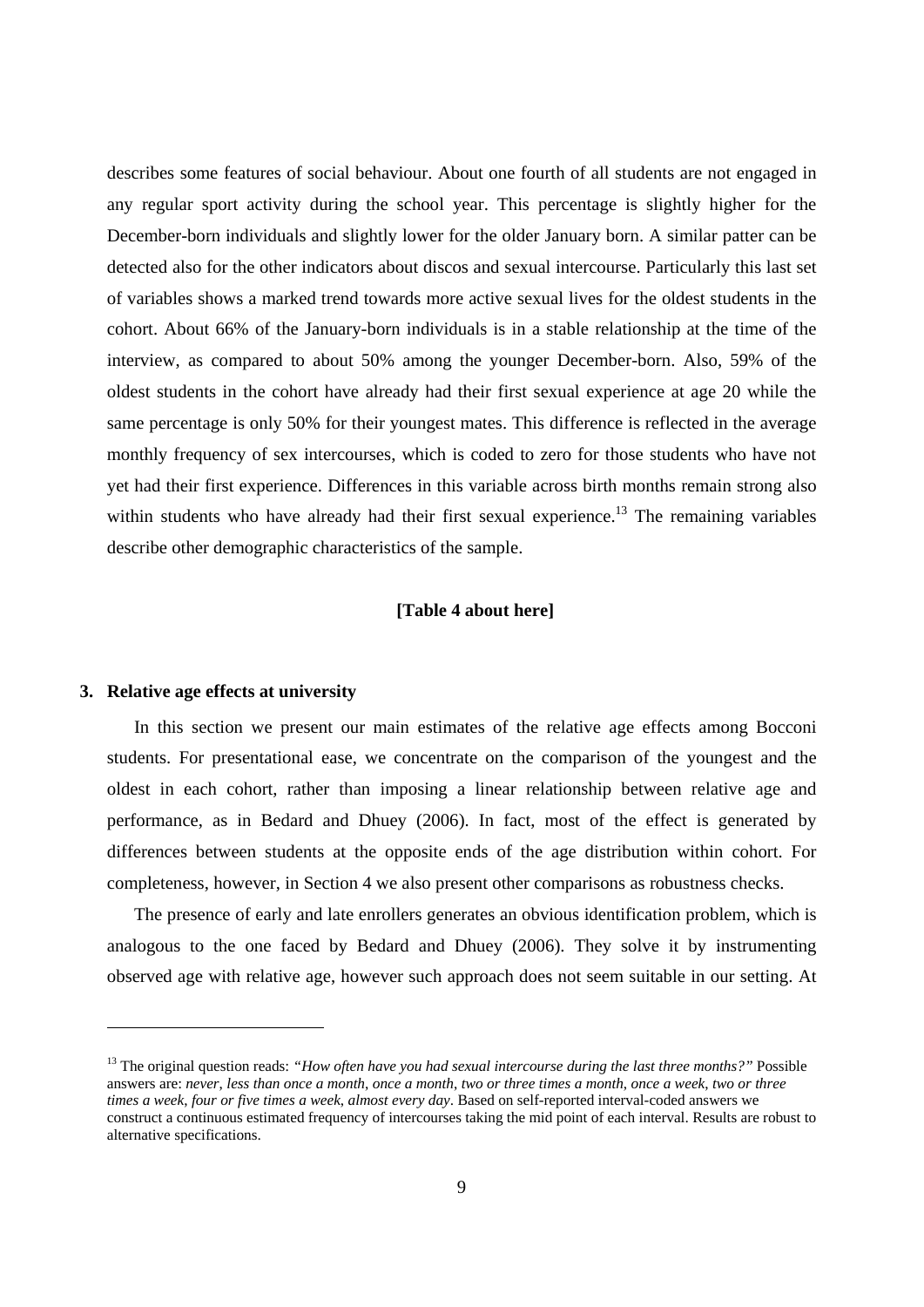describes some features of social behaviour. About one fourth of all students are not engaged in any regular sport activity during the school year. This percentage is slightly higher for the December-born individuals and slightly lower for the older January born. A similar patter can be detected also for the other indicators about discos and sexual intercourse. Particularly this last set of variables shows a marked trend towards more active sexual lives for the oldest students in the cohort. About 66% of the January-born individuals is in a stable relationship at the time of the interview, as compared to about 50% among the younger December-born. Also, 59% of the oldest students in the cohort have already had their first sexual experience at age 20 while the same percentage is only 50% for their youngest mates. This difference is reflected in the average monthly frequency of sex intercourses, which is coded to zero for those students who have not yet had their first experience. Differences in this variable across birth months remain strong also within students who have already had their first sexual experience.[13] The remaining variables describe other demographic characteristics of the sample.

**[Table 4 about here]**

## 3. Relative age effects at university

In this section we present our main estimates of the relative age effects among Bocconi students. For presentational ease, we concentrate on the comparison of the youngest and the oldest in each cohort, rather than imposing a linear relationship between relative age and performance, as in Bedard and Dhuey (2006). In fact, most of the effect is generated by differences between students at the opposite ends of the age distribution within cohort. For completeness, however, in Section 4 we also present other comparisons as robustness checks.

The presence of early and late enrollers generates an obvious identification problem, which is analogous to the one faced by Bedard and Dhuey (2006). They solve it by instrumenting observed age with relative age, however such approach does not seem suitable in our setting. At

[13] The original question reads: *"How often have you had sexual intercourse during the last three months?"* Possible answers are: *never, less than once a month, once a month, two or three times a month, once a week, two or three times a week, four or five times a week, almost every day*. Based on self-reported interval-coded answers we construct a continuous estimated frequency of intercourses taking the mid point of each interval. Results are robust to alternative specifications.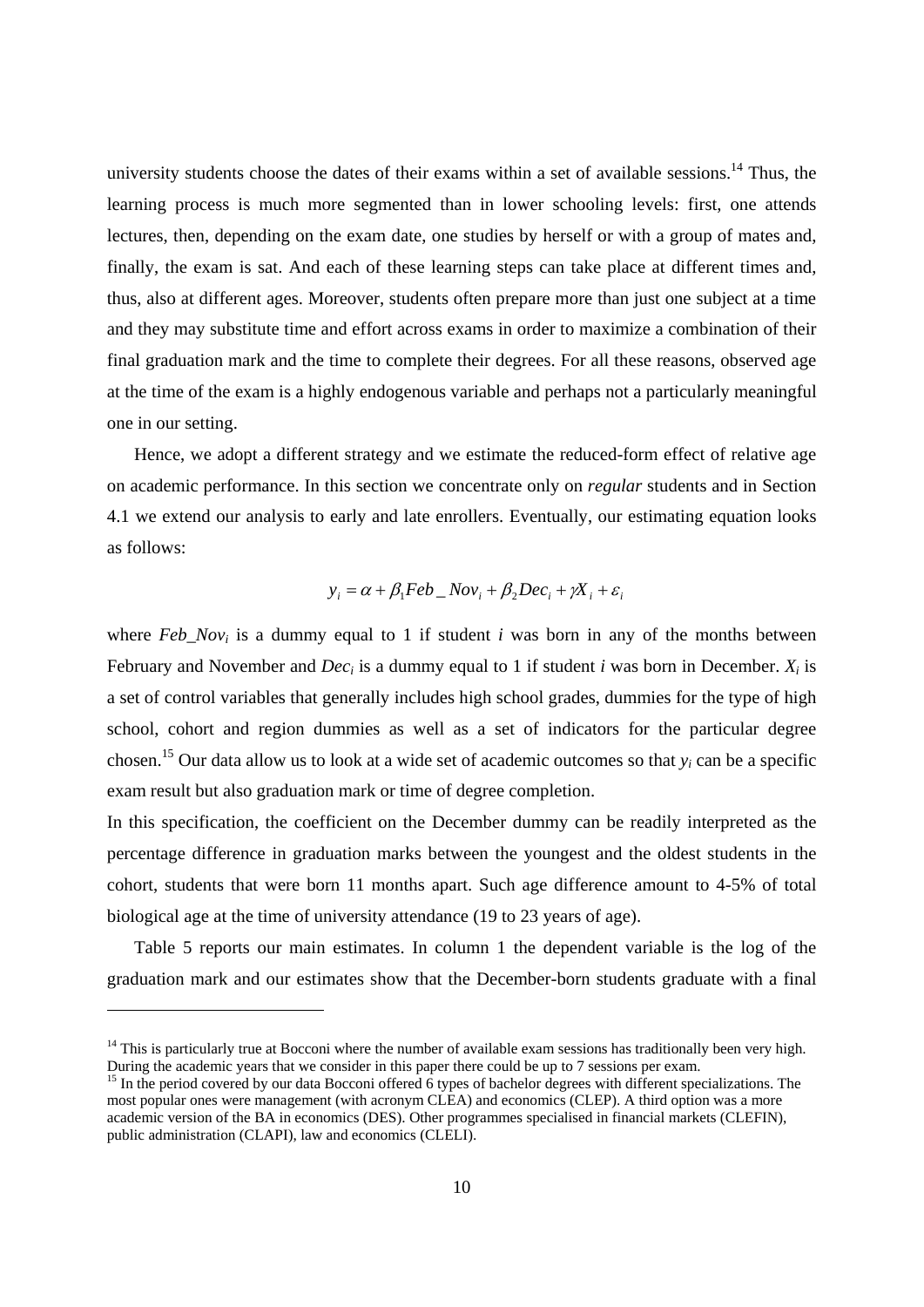university students choose the dates of their exams within a set of available sessions.[14] Thus, the learning process is much more segmented than in lower schooling levels: first, one attends lectures, then, depending on the exam date, one studies by herself or with a group of mates and, finally, the exam is sat. And each of these learning steps can take place at different times and, thus, also at different ages. Moreover, students often prepare more than just one subject at a time and they may substitute time and effort across exams in order to maximize a combination of their final graduation mark and the time to complete their degrees. For all these reasons, observed age at the time of the exam is a highly endogenous variable and perhaps not a particularly meaningful one in our setting.

Hence, we adopt a different strategy and we estimate the reduced-form effect of relative age on academic performance. In this section we concentrate only on *regular* students and in Section 4.1 we extend our analysis to early and late enrollers. Eventually, our estimating equation looks as follows:

$$y_i = \alpha + \beta_1 Feb\_Nov_i + \beta_2 Dec_i + \gamma X_i + \varepsilon_i$$

where $Feb\_Nov_i$ is a dummy equal to 1 if student $i$ was born in any of the months between February and November and $Dec_i$ is a dummy equal to 1 if student $i$ was born in December. $X_i$ is a set of control variables that generally includes high school grades, dummies for the type of high school, cohort and region dummies as well as a set of indicators for the particular degree chosen.[15] Our data allow us to look at a wide set of academic outcomes so that $y_i$ can be a specific exam result but also graduation mark or time of degree completion.

In this specification, the coefficient on the December dummy can be readily interpreted as the percentage difference in graduation marks between the youngest and the oldest students in the cohort, students that were born 11 months apart. Such age difference amount to 4-5% of total biological age at the time of university attendance (19 to 23 years of age).

Table 5 reports our main estimates. In column 1 the dependent variable is the log of the graduation mark and our estimates show that the December-born students graduate with a final

---

[14] This is particularly true at Bocconi where the number of available exam sessions has traditionally been very high. During the academic years that we consider in this paper there could be up to 7 sessions per exam.

[15] In the period covered by our data Bocconi offered 6 types of bachelor degrees with different specializations. The most popular ones were management (with acronym CLEA) and economics (CLEP). A third option was a more academic version of the BA in economics (DES). Other programmes specialised in financial markets (CLEFIN), public administration (CLAPI), law and economics (CLELI).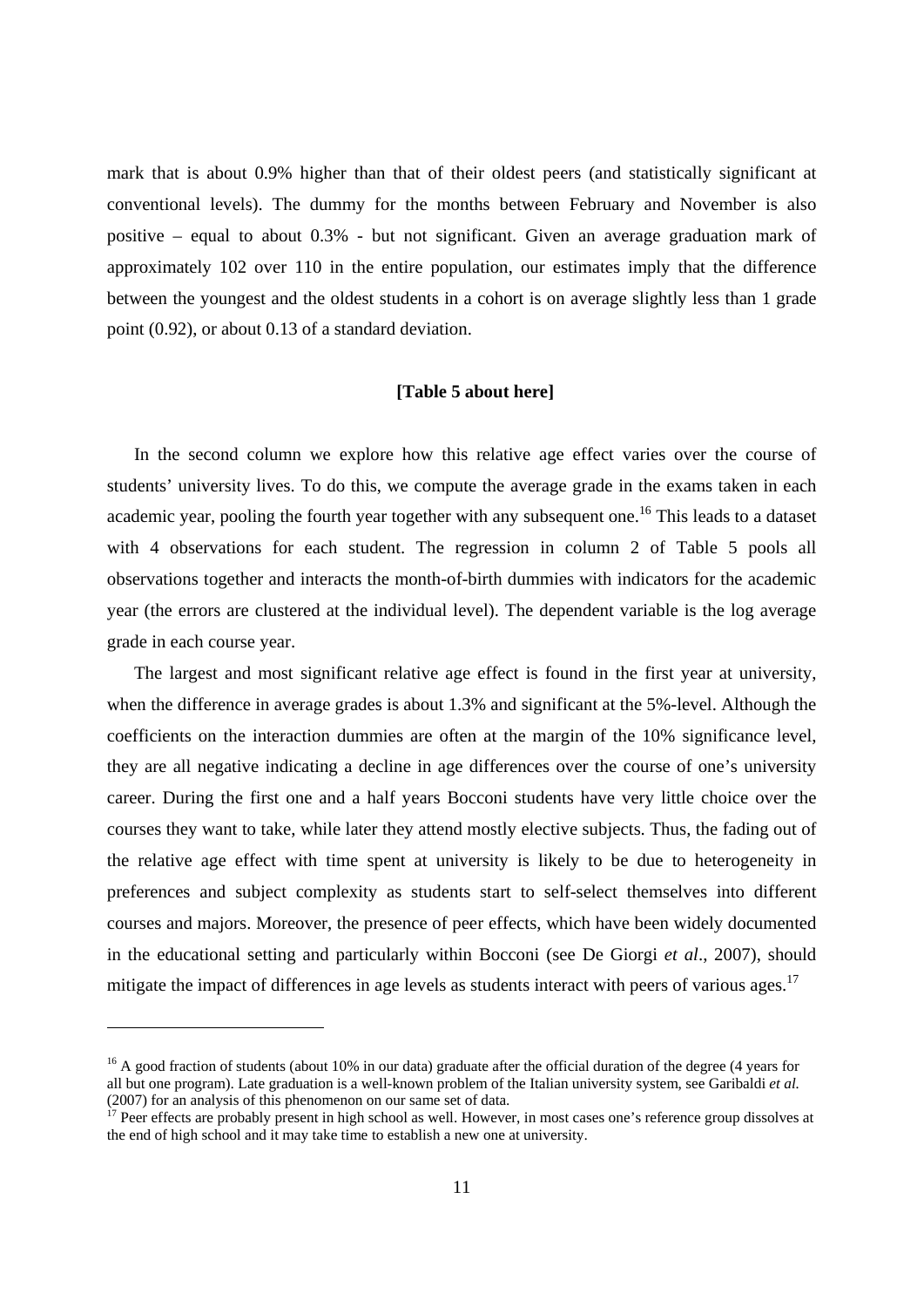mark that is about 0.9% higher than that of their oldest peers (and statistically significant at conventional levels). The dummy for the months between February and November is also positive – equal to about 0.3% - but not significant. Given an average graduation mark of approximately 102 over 110 in the entire population, our estimates imply that the difference between the youngest and the oldest students in a cohort is on average slightly less than 1 grade point (0.92), or about 0.13 of a standard deviation.

**[Table 5 about here]**

In the second column we explore how this relative age effect varies over the course of students' university lives. To do this, we compute the average grade in the exams taken in each academic year, pooling the fourth year together with any subsequent one.[16] This leads to a dataset with 4 observations for each student. The regression in column 2 of Table 5 pools all observations together and interacts the month-of-birth dummies with indicators for the academic year (the errors are clustered at the individual level). The dependent variable is the log average grade in each course year.

The largest and most significant relative age effect is found in the first year at university, when the difference in average grades is about 1.3% and significant at the 5%-level. Although the coefficients on the interaction dummies are often at the margin of the 10% significance level, they are all negative indicating a decline in age differences over the course of one's university career. During the first one and a half years Bocconi students have very little choice over the courses they want to take, while later they attend mostly elective subjects. Thus, the fading out of the relative age effect with time spent at university is likely to be due to heterogeneity in preferences and subject complexity as students start to self-select themselves into different courses and majors. Moreover, the presence of peer effects, which have been widely documented in the educational setting and particularly within Bocconi (see De Giorgi *et al*., 2007), should mitigate the impact of differences in age levels as students interact with peers of various ages.[17]

[16] A good fraction of students (about 10% in our data) graduate after the official duration of the degree (4 years for all but one program). Late graduation is a well-known problem of the Italian university system, see Garibaldi *et al.* (2007) for an analysis of this phenomenon on our same set of data.

[17] Peer effects are probably present in high school as well. However, in most cases one's reference group dissolves at the end of high school and it may take time to establish a new one at university.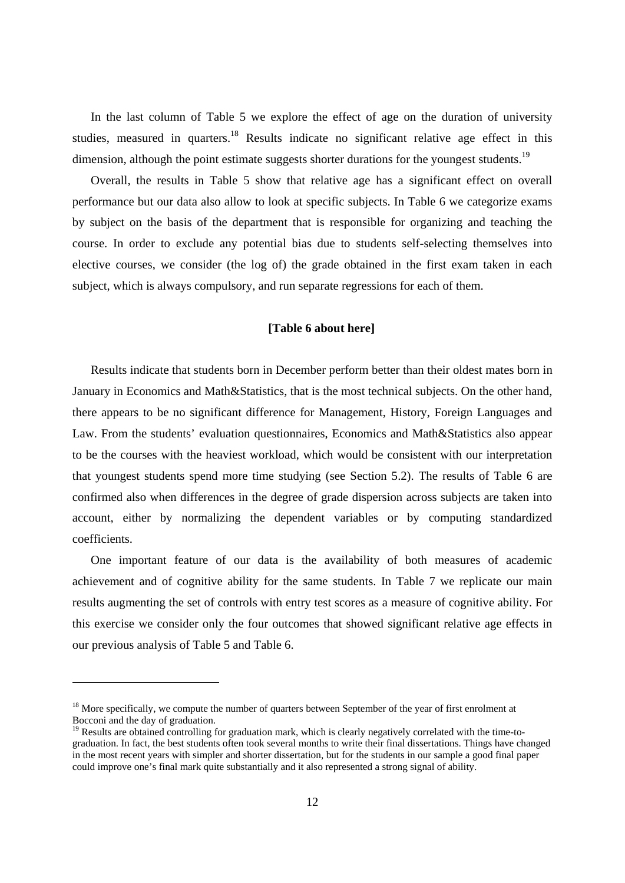In the last column of Table 5 we explore the effect of age on the duration of university studies, measured in quarters.[18] Results indicate no significant relative age effect in this dimension, although the point estimate suggests shorter durations for the youngest students.[19]

Overall, the results in Table 5 show that relative age has a significant effect on overall performance but our data also allow to look at specific subjects. In Table 6 we categorize exams by subject on the basis of the department that is responsible for organizing and teaching the course. In order to exclude any potential bias due to students self-selecting themselves into elective courses, we consider (the log of) the grade obtained in the first exam taken in each subject, which is always compulsory, and run separate regressions for each of them.

**[Table 6 about here]**

Results indicate that students born in December perform better than their oldest mates born in January in Economics and Math&Statistics, that is the most technical subjects. On the other hand, there appears to be no significant difference for Management, History, Foreign Languages and Law. From the students' evaluation questionnaires, Economics and Math&Statistics also appear to be the courses with the heaviest workload, which would be consistent with our interpretation that youngest students spend more time studying (see Section 5.2). The results of Table 6 are confirmed also when differences in the degree of grade dispersion across subjects are taken into account, either by normalizing the dependent variables or by computing standardized coefficients.

One important feature of our data is the availability of both measures of academic achievement and of cognitive ability for the same students. In Table 7 we replicate our main results augmenting the set of controls with entry test scores as a measure of cognitive ability. For this exercise we consider only the four outcomes that showed significant relative age effects in our previous analysis of Table 5 and Table 6.

---

[18] More specifically, we compute the number of quarters between September of the year of first enrolment at Bocconi and the day of graduation.

[19] Results are obtained controlling for graduation mark, which is clearly negatively correlated with the time-to-graduation. In fact, the best students often took several months to write their final dissertations. Things have changed in the most recent years with simpler and shorter dissertation, but for the students in our sample a good final paper could improve one's final mark quite substantially and it also represented a strong signal of ability.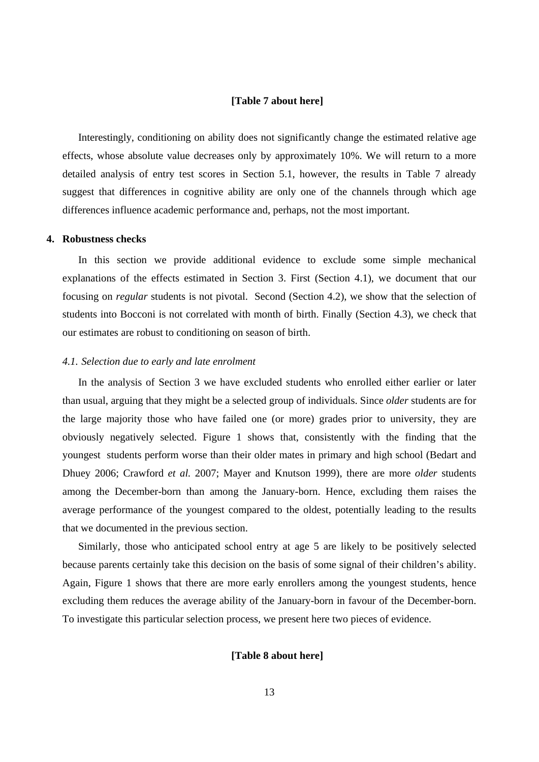**[Table 7 about here]**

Interestingly, conditioning on ability does not significantly change the estimated relative age effects, whose absolute value decreases only by approximately 10%. We will return to a more detailed analysis of entry test scores in Section 5.1, however, the results in Table 7 already suggest that differences in cognitive ability are only one of the channels through which age differences influence academic performance and, perhaps, not the most important.

## 4. Robustness checks

In this section we provide additional evidence to exclude some simple mechanical explanations of the effects estimated in Section 3. First (Section 4.1), we document that our focusing on *regular* students is not pivotal. Second (Section 4.2), we show that the selection of students into Bocconi is not correlated with month of birth. Finally (Section 4.3), we check that our estimates are robust to conditioning on season of birth.

### *4.1. Selection due to early and late enrolment*

In the analysis of Section 3 we have excluded students who enrolled either earlier or later than usual, arguing that they might be a selected group of individuals. Since *older* students are for the large majority those who have failed one (or more) grades prior to university, they are obviously negatively selected. Figure 1 shows that, consistently with the finding that the youngest students perform worse than their older mates in primary and high school (Bedart and Dhuey 2006; Crawford *et al.* 2007; Mayer and Knutson 1999), there are more *older* students among the December-born than among the January-born. Hence, excluding them raises the average performance of the youngest compared to the oldest, potentially leading to the results that we documented in the previous section.

Similarly, those who anticipated school entry at age 5 are likely to be positively selected because parents certainly take this decision on the basis of some signal of their children's ability. Again, Figure 1 shows that there are more early enrollers among the youngest students, hence excluding them reduces the average ability of the January-born in favour of the December-born. To investigate this particular selection process, we present here two pieces of evidence.

**[Table 8 about here]**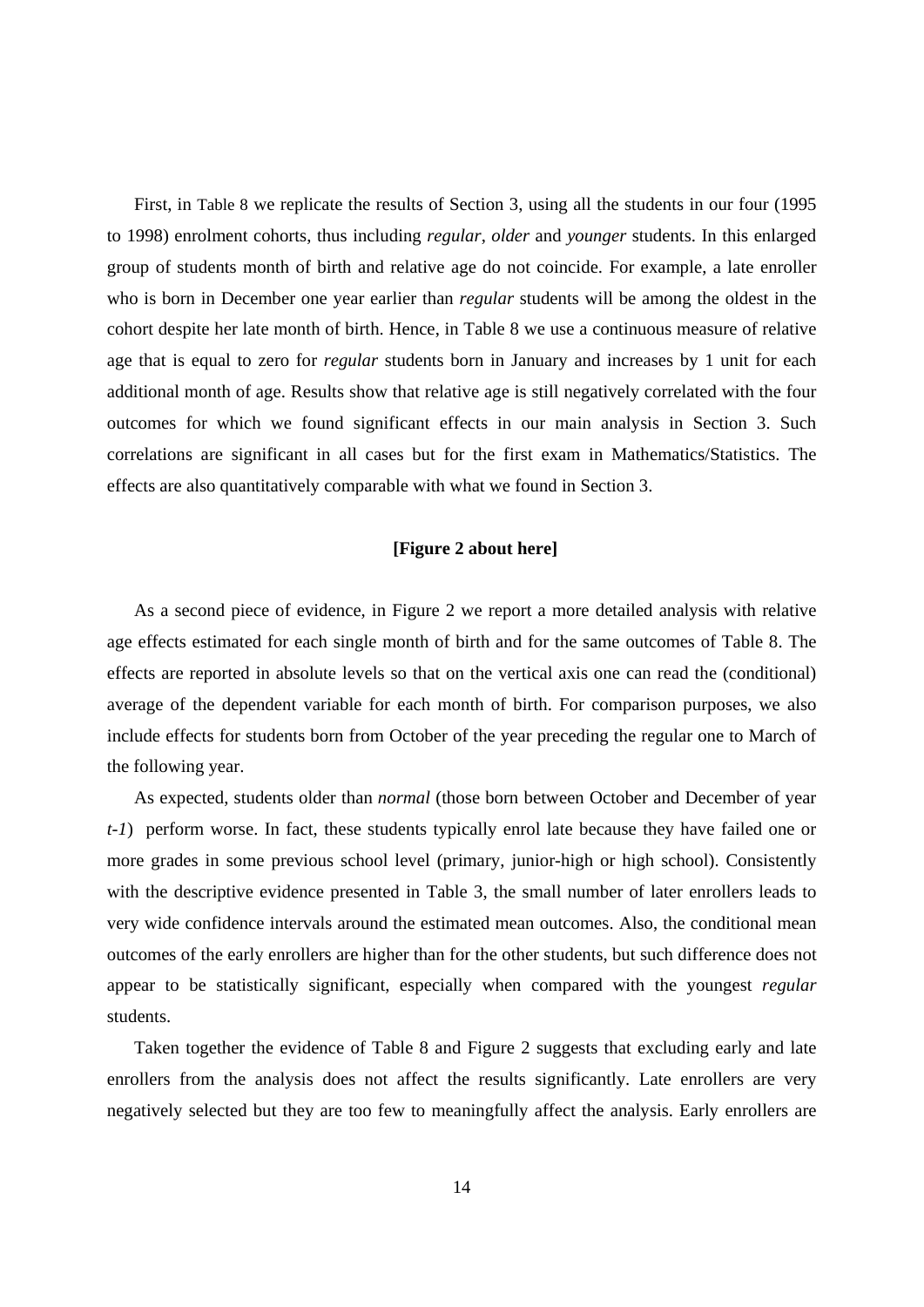First, in Table 8 we replicate the results of Section 3, using all the students in our four (1995 to 1998) enrolment cohorts, thus including *regular*, *older* and *younger* students. In this enlarged group of students month of birth and relative age do not coincide. For example, a late enroller who is born in December one year earlier than *regular* students will be among the oldest in the cohort despite her late month of birth. Hence, in Table 8 we use a continuous measure of relative age that is equal to zero for *regular* students born in January and increases by 1 unit for each additional month of age. Results show that relative age is still negatively correlated with the four outcomes for which we found significant effects in our main analysis in Section 3. Such correlations are significant in all cases but for the first exam in Mathematics/Statistics. The effects are also quantitatively comparable with what we found in Section 3.

**[Figure 2 about here]**

As a second piece of evidence, in Figure 2 we report a more detailed analysis with relative age effects estimated for each single month of birth and for the same outcomes of Table 8. The effects are reported in absolute levels so that on the vertical axis one can read the (conditional) average of the dependent variable for each month of birth. For comparison purposes, we also include effects for students born from October of the year preceding the regular one to March of the following year.

As expected, students older than *normal* (those born between October and December of year *t-1*) perform worse. In fact, these students typically enrol late because they have failed one or more grades in some previous school level (primary, junior-high or high school). Consistently with the descriptive evidence presented in Table 3, the small number of later enrollers leads to very wide confidence intervals around the estimated mean outcomes. Also, the conditional mean outcomes of the early enrollers are higher than for the other students, but such difference does not appear to be statistically significant, especially when compared with the youngest *regular* students.

Taken together the evidence of Table 8 and Figure 2 suggests that excluding early and late enrollers from the analysis does not affect the results significantly. Late enrollers are very negatively selected but they are too few to meaningfully affect the analysis. Early enrollers are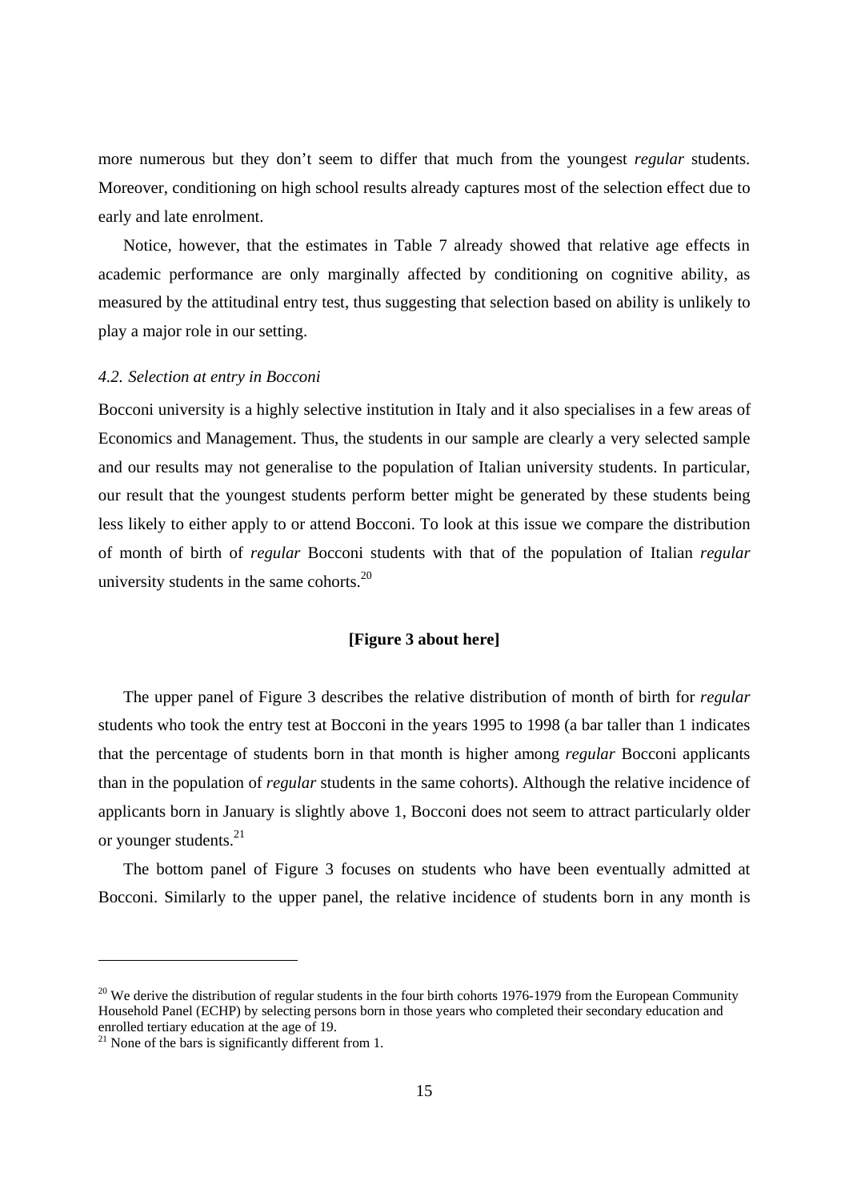more numerous but they don't seem to differ that much from the youngest *regular* students. Moreover, conditioning on high school results already captures most of the selection effect due to early and late enrolment.

Notice, however, that the estimates in Table 7 already showed that relative age effects in academic performance are only marginally affected by conditioning on cognitive ability, as measured by the attitudinal entry test, thus suggesting that selection based on ability is unlikely to play a major role in our setting.

### *4.2. Selection at entry in Bocconi*

Bocconi university is a highly selective institution in Italy and it also specialises in a few areas of Economics and Management. Thus, the students in our sample are clearly a very selected sample and our results may not generalise to the population of Italian university students. In particular, our result that the youngest students perform better might be generated by these students being less likely to either apply to or attend Bocconi. To look at this issue we compare the distribution of month of birth of *regular* Bocconi students with that of the population of Italian *regular* university students in the same cohorts.[20]

**[Figure 3 about here]**

The upper panel of Figure 3 describes the relative distribution of month of birth for *regular* students who took the entry test at Bocconi in the years 1995 to 1998 (a bar taller than 1 indicates that the percentage of students born in that month is higher among *regular* Bocconi applicants than in the population of *regular* students in the same cohorts). Although the relative incidence of applicants born in January is slightly above 1, Bocconi does not seem to attract particularly older or younger students.[21]

The bottom panel of Figure 3 focuses on students who have been eventually admitted at Bocconi. Similarly to the upper panel, the relative incidence of students born in any month is

---

[20] We derive the distribution of regular students in the four birth cohorts 1976-1979 from the European Community Household Panel (ECHP) by selecting persons born in those years who completed their secondary education and enrolled tertiary education at the age of 19.

[21] None of the bars is significantly different from 1.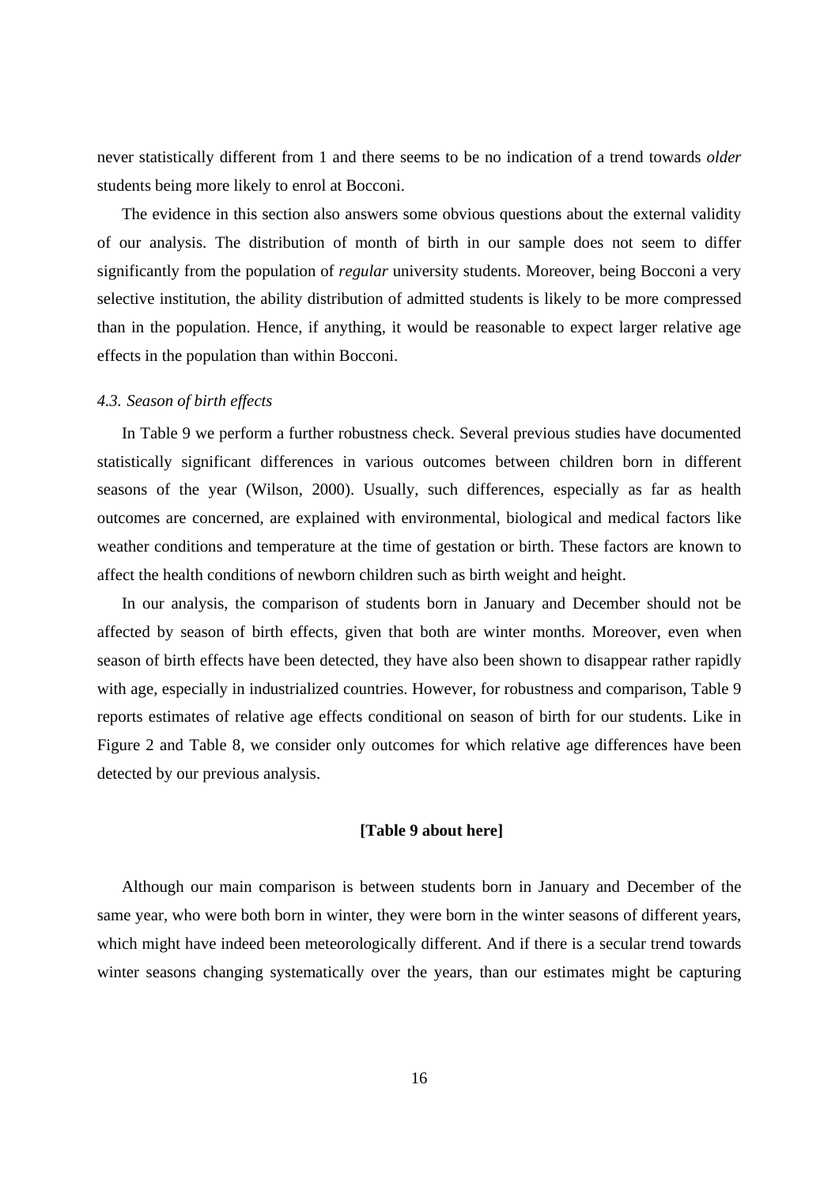never statistically different from 1 and there seems to be no indication of a trend towards *older* students being more likely to enrol at Bocconi.

The evidence in this section also answers some obvious questions about the external validity of our analysis. The distribution of month of birth in our sample does not seem to differ significantly from the population of *regular* university students. Moreover, being Bocconi a very selective institution, the ability distribution of admitted students is likely to be more compressed than in the population. Hence, if anything, it would be reasonable to expect larger relative age effects in the population than within Bocconi.

### *4.3. Season of birth effects*

In Table 9 we perform a further robustness check. Several previous studies have documented statistically significant differences in various outcomes between children born in different seasons of the year (Wilson, 2000). Usually, such differences, especially as far as health outcomes are concerned, are explained with environmental, biological and medical factors like weather conditions and temperature at the time of gestation or birth. These factors are known to affect the health conditions of newborn children such as birth weight and height.

In our analysis, the comparison of students born in January and December should not be affected by season of birth effects, given that both are winter months. Moreover, even when season of birth effects have been detected, they have also been shown to disappear rather rapidly with age, especially in industrialized countries. However, for robustness and comparison, Table 9 reports estimates of relative age effects conditional on season of birth for our students. Like in Figure 2 and Table 8, we consider only outcomes for which relative age differences have been detected by our previous analysis.

**[Table 9 about here]**

Although our main comparison is between students born in January and December of the same year, who were both born in winter, they were born in the winter seasons of different years, which might have indeed been meteorologically different. And if there is a secular trend towards winter seasons changing systematically over the years, than our estimates might be capturing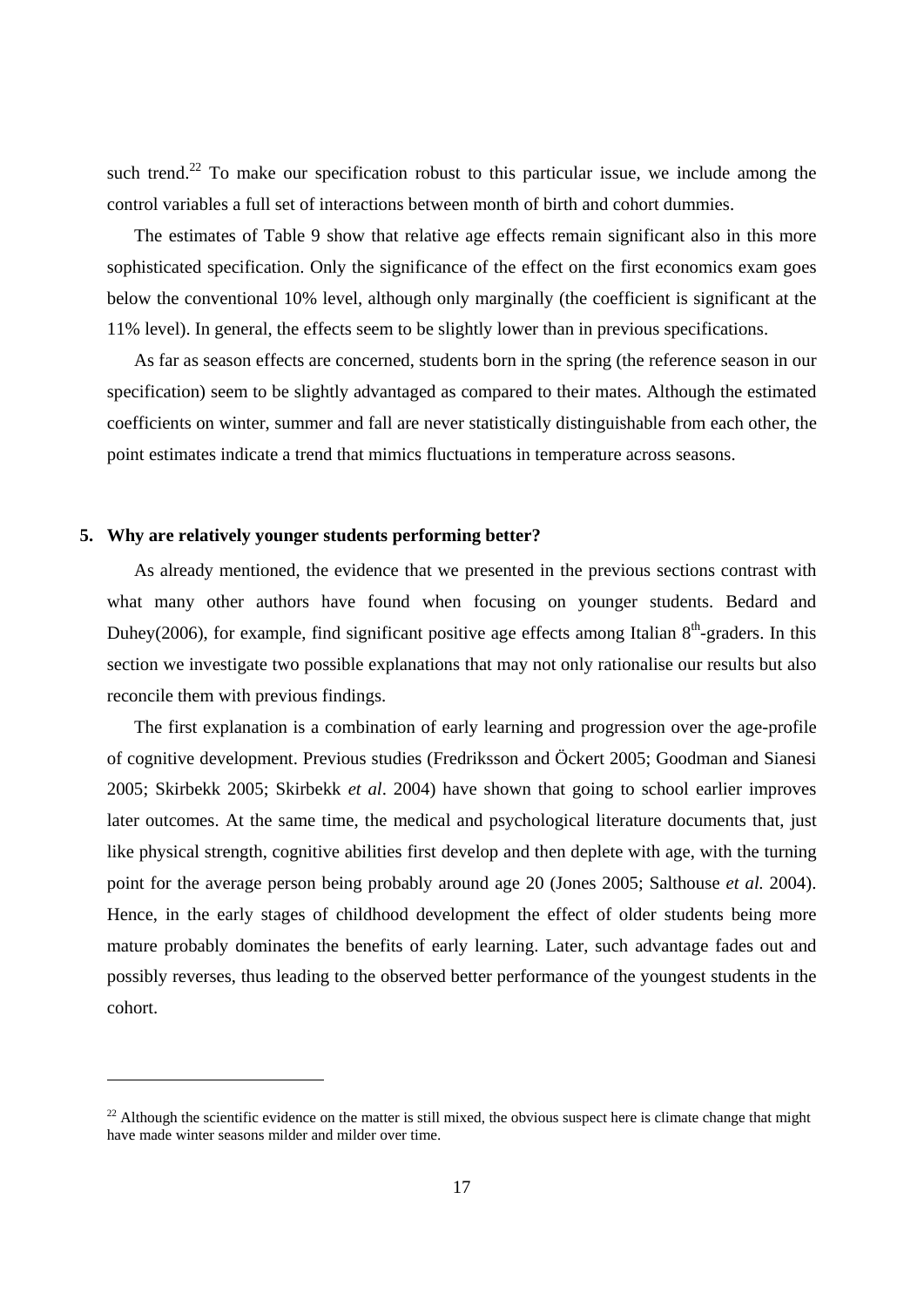such trend.[22] To make our specification robust to this particular issue, we include among the control variables a full set of interactions between month of birth and cohort dummies.

The estimates of Table 9 show that relative age effects remain significant also in this more sophisticated specification. Only the significance of the effect on the first economics exam goes below the conventional 10% level, although only marginally (the coefficient is significant at the 11% level). In general, the effects seem to be slightly lower than in previous specifications.

As far as season effects are concerned, students born in the spring (the reference season in our specification) seem to be slightly advantaged as compared to their mates. Although the estimated coefficients on winter, summer and fall are never statistically distinguishable from each other, the point estimates indicate a trend that mimics fluctuations in temperature across seasons.

## 5. Why are relatively younger students performing better?

As already mentioned, the evidence that we presented in the previous sections contrast with what many other authors have found when focusing on younger students. Bedard and Duhey(2006), for example, find significant positive age effects among Italian 8th-graders. In this section we investigate two possible explanations that may not only rationalise our results but also reconcile them with previous findings.

The first explanation is a combination of early learning and progression over the age-profile of cognitive development. Previous studies (Fredriksson and Öckert 2005; Goodman and Sianesi 2005; Skirbekk 2005; Skirbekk *et al*. 2004) have shown that going to school earlier improves later outcomes. At the same time, the medical and psychological literature documents that, just like physical strength, cognitive abilities first develop and then deplete with age, with the turning point for the average person being probably around age 20 (Jones 2005; Salthouse *et al.* 2004). Hence, in the early stages of childhood development the effect of older students being more mature probably dominates the benefits of early learning. Later, such advantage fades out and possibly reverses, thus leading to the observed better performance of the youngest students in the cohort.

---

[22] Although the scientific evidence on the matter is still mixed, the obvious suspect here is climate change that might have made winter seasons milder and milder over time.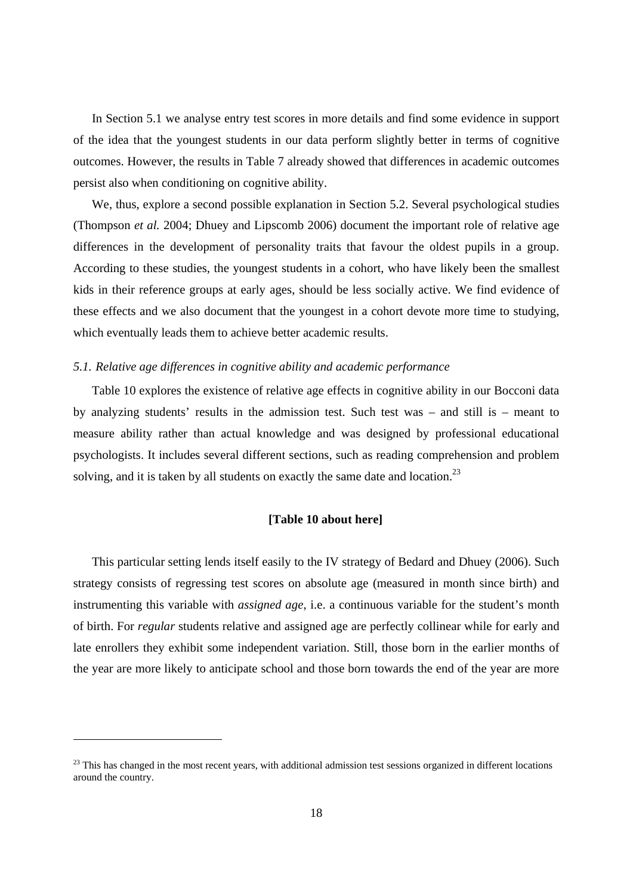In Section 5.1 we analyse entry test scores in more details and find some evidence in support of the idea that the youngest students in our data perform slightly better in terms of cognitive outcomes. However, the results in Table 7 already showed that differences in academic outcomes persist also when conditioning on cognitive ability.

We, thus, explore a second possible explanation in Section 5.2. Several psychological studies (Thompson *et al.* 2004; Dhuey and Lipscomb 2006) document the important role of relative age differences in the development of personality traits that favour the oldest pupils in a group. According to these studies, the youngest students in a cohort, who have likely been the smallest kids in their reference groups at early ages, should be less socially active. We find evidence of these effects and we also document that the youngest in a cohort devote more time to studying, which eventually leads them to achieve better academic results.

### *5.1. Relative age differences in cognitive ability and academic performance*

Table 10 explores the existence of relative age effects in cognitive ability in our Bocconi data by analyzing students' results in the admission test. Such test was – and still is – meant to measure ability rather than actual knowledge and was designed by professional educational psychologists. It includes several different sections, such as reading comprehension and problem solving, and it is taken by all students on exactly the same date and location.[23]

**[Table 10 about here]**

This particular setting lends itself easily to the IV strategy of Bedard and Dhuey (2006). Such strategy consists of regressing test scores on absolute age (measured in month since birth) and instrumenting this variable with *assigned age*, i.e. a continuous variable for the student's month of birth. For *regular* students relative and assigned age are perfectly collinear while for early and late enrollers they exhibit some independent variation. Still, those born in the earlier months of the year are more likely to anticipate school and those born towards the end of the year are more

[23] This has changed in the most recent years, with additional admission test sessions organized in different locations around the country.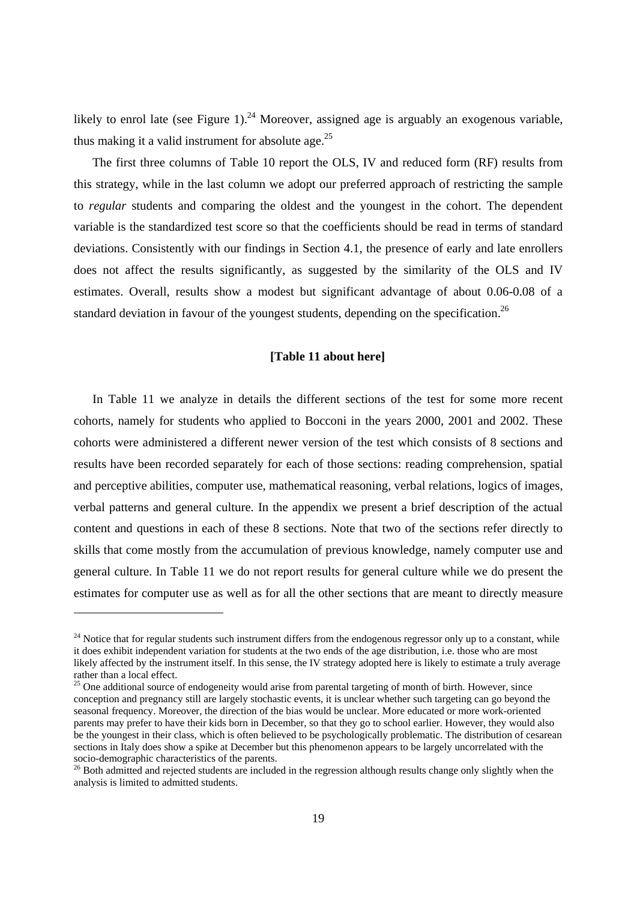likely to enrol late (see Figure 1).[24] Moreover, assigned age is arguably an exogenous variable, thus making it a valid instrument for absolute age.[25]

The first three columns of Table 10 report the OLS, IV and reduced form (RF) results from this strategy, while in the last column we adopt our preferred approach of restricting the sample to *regular* students and comparing the oldest and the youngest in the cohort. The dependent variable is the standardized test score so that the coefficients should be read in terms of standard deviations. Consistently with our findings in Section 4.1, the presence of early and late enrollers does not affect the results significantly, as suggested by the similarity of the OLS and IV estimates. Overall, results show a modest but significant advantage of about 0.06-0.08 of a standard deviation in favour of the youngest students, depending on the specification.[26]

**[Table 11 about here]**

In Table 11 we analyze in details the different sections of the test for some more recent cohorts, namely for students who applied to Bocconi in the years 2000, 2001 and 2002. These cohorts were administered a different newer version of the test which consists of 8 sections and results have been recorded separately for each of those sections: reading comprehension, spatial and perceptive abilities, computer use, mathematical reasoning, verbal relations, logics of images, verbal patterns and general culture. In the appendix we present a brief description of the actual content and questions in each of these 8 sections. Note that two of the sections refer directly to skills that come mostly from the accumulation of previous knowledge, namely computer use and general culture. In Table 11 we do not report results for general culture while we do present the estimates for computer use as well as for all the other sections that are meant to directly measure

[24] Notice that for regular students such instrument differs from the endogenous regressor only up to a constant, while it does exhibit independent variation for students at the two ends of the age distribution, i.e. those who are most likely affected by the instrument itself. In this sense, the IV strategy adopted here is likely to estimate a truly average rather than a local effect.

[25] One additional source of endogeneity would arise from parental targeting of month of birth. However, since conception and pregnancy still are largely stochastic events, it is unclear whether such targeting can go beyond the seasonal frequency. Moreover, the direction of the bias would be unclear. More educated or more work-oriented parents may prefer to have their kids born in December, so that they go to school earlier. However, they would also be the youngest in their class, which is often believed to be psychologically problematic. The distribution of cesarean sections in Italy does show a spike at December but this phenomenon appears to be largely uncorrelated with the socio-demographic characteristics of the parents.

[26] Both admitted and rejected students are included in the regression although results change only slightly when the analysis is limited to admitted students.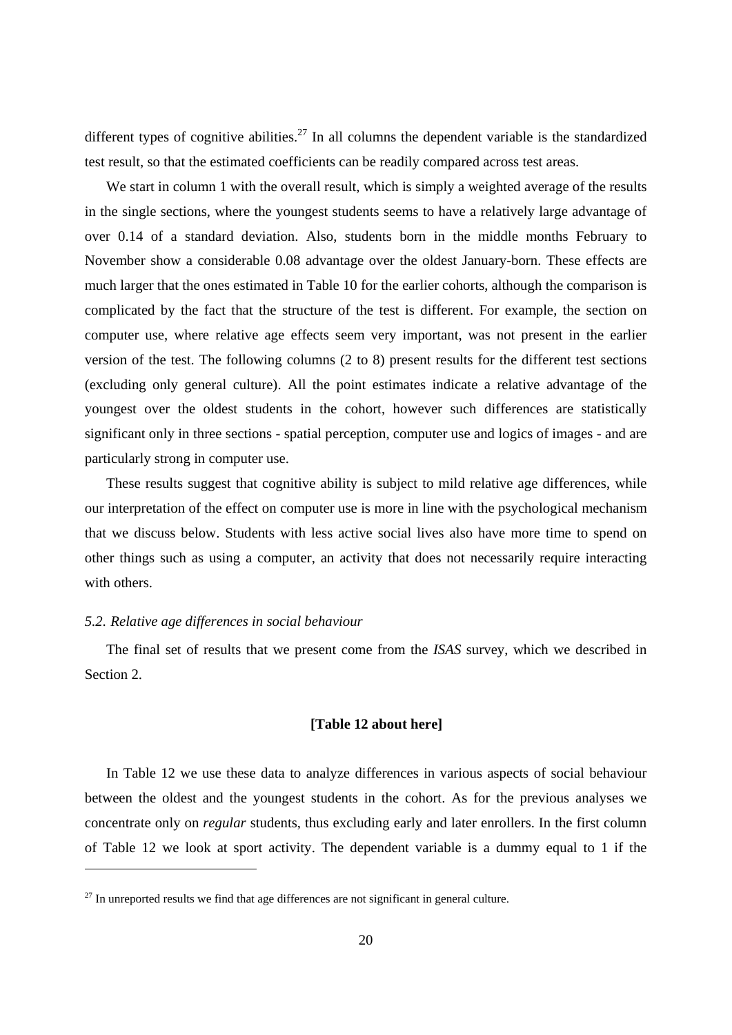different types of cognitive abilities.[27] In all columns the dependent variable is the standardized test result, so that the estimated coefficients can be readily compared across test areas.

We start in column 1 with the overall result, which is simply a weighted average of the results in the single sections, where the youngest students seems to have a relatively large advantage of over 0.14 of a standard deviation. Also, students born in the middle months February to November show a considerable 0.08 advantage over the oldest January-born. These effects are much larger that the ones estimated in Table 10 for the earlier cohorts, although the comparison is complicated by the fact that the structure of the test is different. For example, the section on computer use, where relative age effects seem very important, was not present in the earlier version of the test. The following columns (2 to 8) present results for the different test sections (excluding only general culture). All the point estimates indicate a relative advantage of the youngest over the oldest students in the cohort, however such differences are statistically significant only in three sections - spatial perception, computer use and logics of images - and are particularly strong in computer use.

These results suggest that cognitive ability is subject to mild relative age differences, while our interpretation of the effect on computer use is more in line with the psychological mechanism that we discuss below. Students with less active social lives also have more time to spend on other things such as using a computer, an activity that does not necessarily require interacting with others.

### *5.2. Relative age differences in social behaviour*

The final set of results that we present come from the *ISAS* survey, which we described in Section 2.

**[Table 12 about here]**

In Table 12 we use these data to analyze differences in various aspects of social behaviour between the oldest and the youngest students in the cohort. As for the previous analyses we concentrate only on *regular* students, thus excluding early and later enrollers. In the first column of Table 12 we look at sport activity. The dependent variable is a dummy equal to 1 if the

[27] In unreported results we find that age differences are not significant in general culture.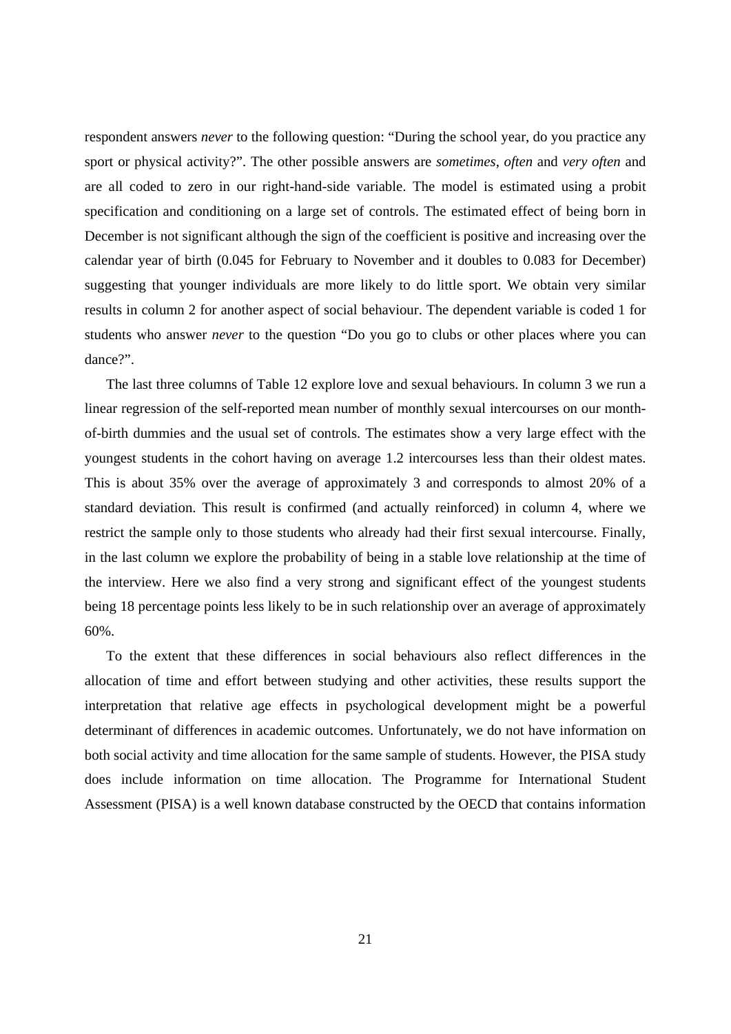respondent answers *never* to the following question: "During the school year, do you practice any sport or physical activity?". The other possible answers are *sometimes*, *often* and *very often* and are all coded to zero in our right-hand-side variable. The model is estimated using a probit specification and conditioning on a large set of controls. The estimated effect of being born in December is not significant although the sign of the coefficient is positive and increasing over the calendar year of birth (0.045 for February to November and it doubles to 0.083 for December) suggesting that younger individuals are more likely to do little sport. We obtain very similar results in column 2 for another aspect of social behaviour. The dependent variable is coded 1 for students who answer *never* to the question "Do you go to clubs or other places where you can dance?".

The last three columns of Table 12 explore love and sexual behaviours. In column 3 we run a linear regression of the self-reported mean number of monthly sexual intercourses on our month-of-birth dummies and the usual set of controls. The estimates show a very large effect with the youngest students in the cohort having on average 1.2 intercourses less than their oldest mates. This is about 35% over the average of approximately 3 and corresponds to almost 20% of a standard deviation. This result is confirmed (and actually reinforced) in column 4, where we restrict the sample only to those students who already had their first sexual intercourse. Finally, in the last column we explore the probability of being in a stable love relationship at the time of the interview. Here we also find a very strong and significant effect of the youngest students being 18 percentage points less likely to be in such relationship over an average of approximately 60%.

To the extent that these differences in social behaviours also reflect differences in the allocation of time and effort between studying and other activities, these results support the interpretation that relative age effects in psychological development might be a powerful determinant of differences in academic outcomes. Unfortunately, we do not have information on both social activity and time allocation for the same sample of students. However, the PISA study does include information on time allocation. The Programme for International Student Assessment (PISA) is a well known database constructed by the OECD that contains information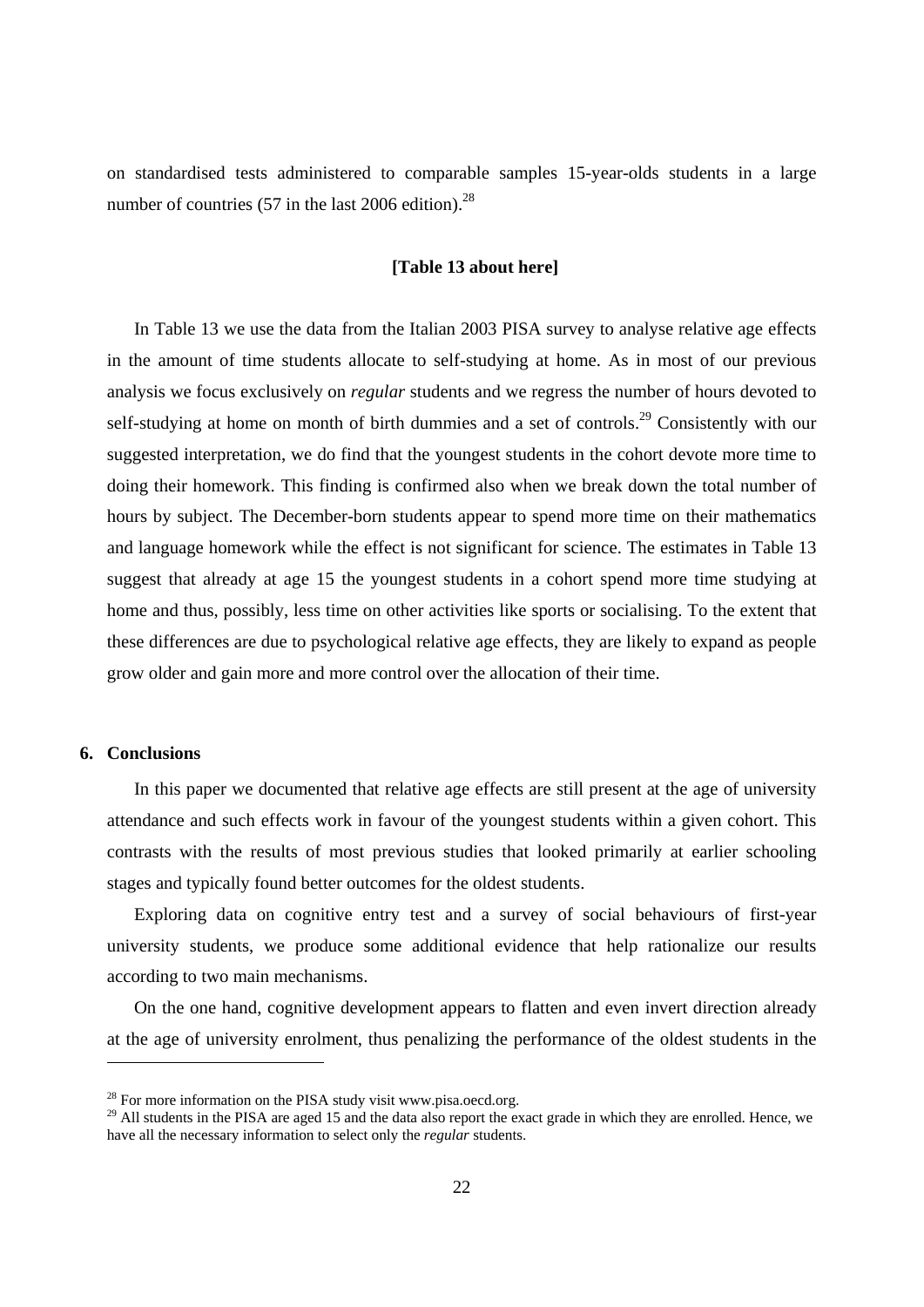on standardised tests administered to comparable samples 15-year-olds students in a large number of countries (57 in the last 2006 edition).[28]

**[Table 13 about here]**

In Table 13 we use the data from the Italian 2003 PISA survey to analyse relative age effects in the amount of time students allocate to self-studying at home. As in most of our previous analysis we focus exclusively on *regular* students and we regress the number of hours devoted to self-studying at home on month of birth dummies and a set of controls.[29] Consistently with our suggested interpretation, we do find that the youngest students in the cohort devote more time to doing their homework. This finding is confirmed also when we break down the total number of hours by subject. The December-born students appear to spend more time on their mathematics and language homework while the effect is not significant for science. The estimates in Table 13 suggest that already at age 15 the youngest students in a cohort spend more time studying at home and thus, possibly, less time on other activities like sports or socialising. To the extent that these differences are due to psychological relative age effects, they are likely to expand as people grow older and gain more and more control over the allocation of their time.

## 6. Conclusions

In this paper we documented that relative age effects are still present at the age of university attendance and such effects work in favour of the youngest students within a given cohort. This contrasts with the results of most previous studies that looked primarily at earlier schooling stages and typically found better outcomes for the oldest students.

Exploring data on cognitive entry test and a survey of social behaviours of first-year university students, we produce some additional evidence that help rationalize our results according to two main mechanisms.

On the one hand, cognitive development appears to flatten and even invert direction already at the age of university enrolment, thus penalizing the performance of the oldest students in the

[28] For more information on the PISA study visit www.pisa.oecd.org.

[29] All students in the PISA are aged 15 and the data also report the exact grade in which they are enrolled. Hence, we have all the necessary information to select only the *regular* students.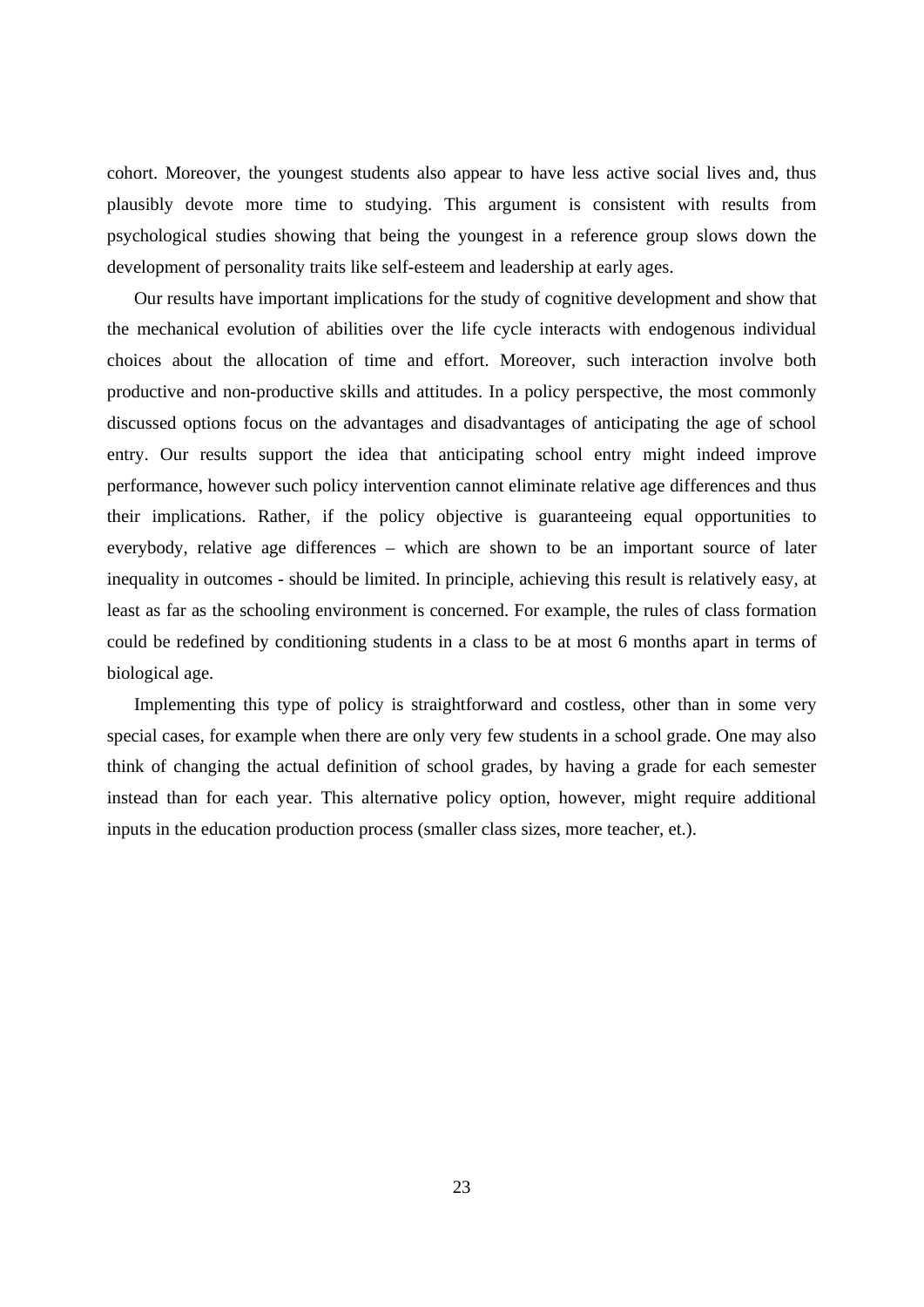cohort. Moreover, the youngest students also appear to have less active social lives and, thus plausibly devote more time to studying. This argument is consistent with results from psychological studies showing that being the youngest in a reference group slows down the development of personality traits like self-esteem and leadership at early ages.

Our results have important implications for the study of cognitive development and show that the mechanical evolution of abilities over the life cycle interacts with endogenous individual choices about the allocation of time and effort. Moreover, such interaction involve both productive and non-productive skills and attitudes. In a policy perspective, the most commonly discussed options focus on the advantages and disadvantages of anticipating the age of school entry. Our results support the idea that anticipating school entry might indeed improve performance, however such policy intervention cannot eliminate relative age differences and thus their implications. Rather, if the policy objective is guaranteeing equal opportunities to everybody, relative age differences – which are shown to be an important source of later inequality in outcomes - should be limited. In principle, achieving this result is relatively easy, at least as far as the schooling environment is concerned. For example, the rules of class formation could be redefined by conditioning students in a class to be at most 6 months apart in terms of biological age.

Implementing this type of policy is straightforward and costless, other than in some very special cases, for example when there are only very few students in a school grade. One may also think of changing the actual definition of school grades, by having a grade for each semester instead than for each year. This alternative policy option, however, might require additional inputs in the education production process (smaller class sizes, more teacher, et.).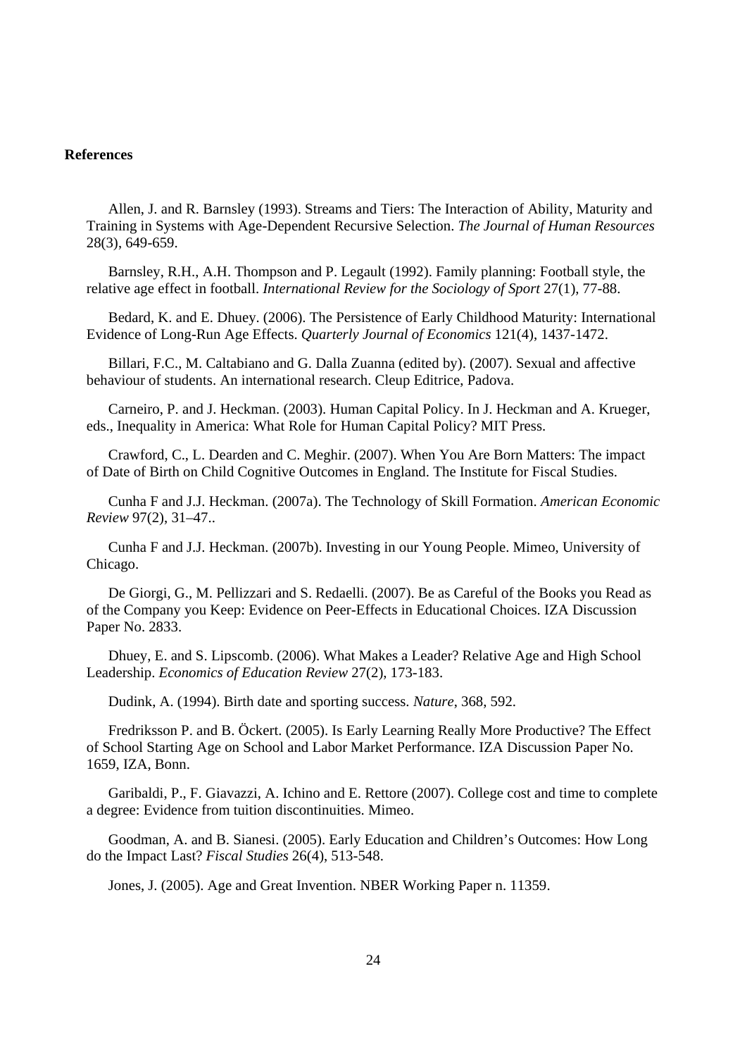**References**

Allen, J. and R. Barnsley (1993). Streams and Tiers: The Interaction of Ability, Maturity and Training in Systems with Age-Dependent Recursive Selection. *The Journal of Human Resources* 28(3), 649-659.

Barnsley, R.H., A.H. Thompson and P. Legault (1992). Family planning: Football style, the relative age effect in football. *International Review for the Sociology of Sport* 27(1), 77-88.

Bedard, K. and E. Dhuey. (2006). The Persistence of Early Childhood Maturity: International Evidence of Long-Run Age Effects. *Quarterly Journal of Economics* 121(4), 1437-1472.

Billari, F.C., M. Caltabiano and G. Dalla Zuanna (edited by). (2007). Sexual and affective behaviour of students. An international research. Cleup Editrice, Padova.

Carneiro, P. and J. Heckman. (2003). Human Capital Policy. In J. Heckman and A. Krueger, eds., Inequality in America: What Role for Human Capital Policy? MIT Press.

Crawford, C., L. Dearden and C. Meghir. (2007). When You Are Born Matters: The impact of Date of Birth on Child Cognitive Outcomes in England. The Institute for Fiscal Studies.

Cunha F and J.J. Heckman. (2007a). The Technology of Skill Formation. *American Economic Review* 97(2), 31–47..

Cunha F and J.J. Heckman. (2007b). Investing in our Young People. Mimeo, University of Chicago.

De Giorgi, G., M. Pellizzari and S. Redaelli. (2007). Be as Careful of the Books you Read as of the Company you Keep: Evidence on Peer-Effects in Educational Choices. IZA Discussion Paper No. 2833.

Dhuey, E. and S. Lipscomb. (2006). What Makes a Leader? Relative Age and High School Leadership. *Economics of Education Review* 27(2), 173-183.

Dudink, A. (1994). Birth date and sporting success. *Nature*, 368, 592.

Fredriksson P. and B. Öckert. (2005). Is Early Learning Really More Productive? The Effect of School Starting Age on School and Labor Market Performance. IZA Discussion Paper No. 1659, IZA, Bonn.

Garibaldi, P., F. Giavazzi, A. Ichino and E. Rettore (2007). College cost and time to complete a degree: Evidence from tuition discontinuities. Mimeo.

Goodman, A. and B. Sianesi. (2005). Early Education and Children's Outcomes: How Long do the Impact Last? *Fiscal Studies* 26(4), 513-548.

Jones, J. (2005). Age and Great Invention. NBER Working Paper n. 11359.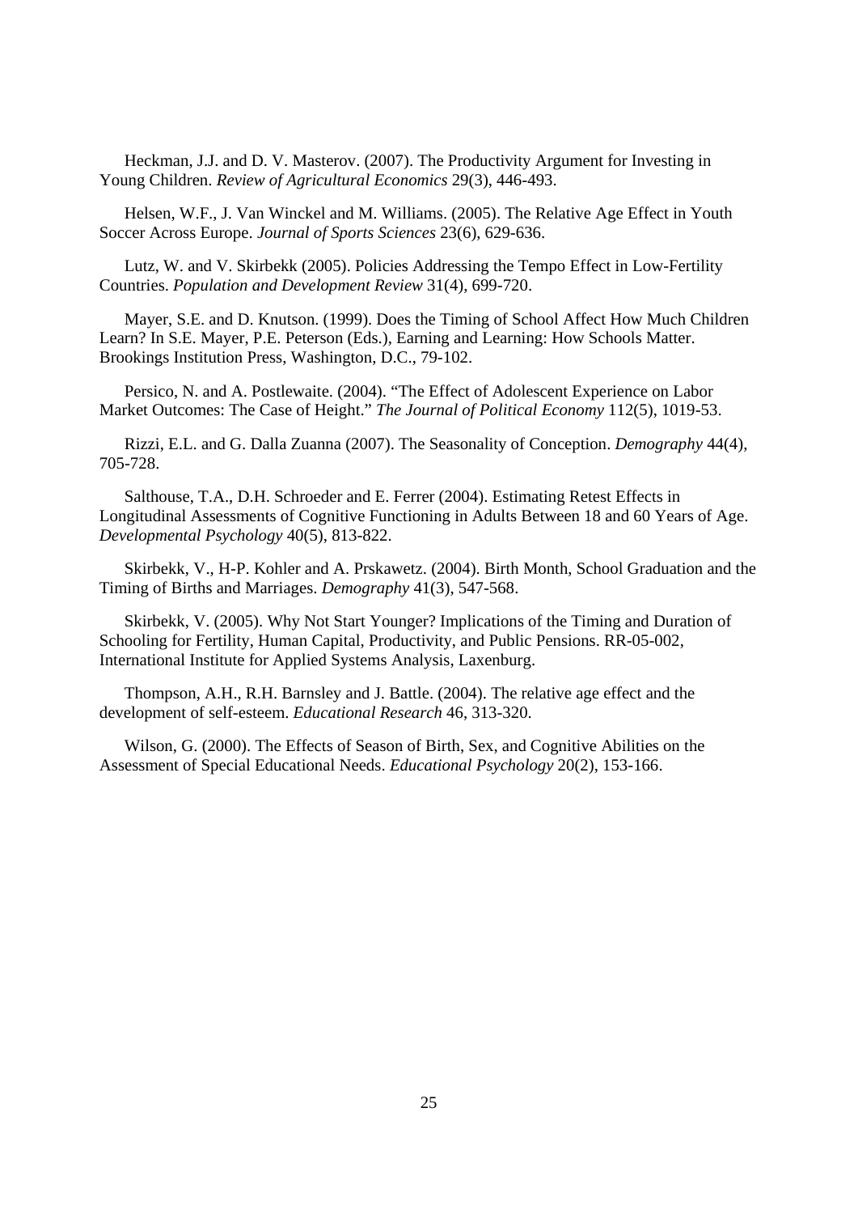Heckman, J.J. and D. V. Masterov. (2007). The Productivity Argument for Investing in Young Children. *Review of Agricultural Economics* 29(3), 446-493.

Helsen, W.F., J. Van Winckel and M. Williams. (2005). The Relative Age Effect in Youth Soccer Across Europe. *Journal of Sports Sciences* 23(6), 629-636.

Lutz, W. and V. Skirbekk (2005). Policies Addressing the Tempo Effect in Low-Fertility Countries. *Population and Development Review* 31(4), 699-720.

Mayer, S.E. and D. Knutson. (1999). Does the Timing of School Affect How Much Children Learn? In S.E. Mayer, P.E. Peterson (Eds.), Earning and Learning: How Schools Matter. Brookings Institution Press, Washington, D.C., 79-102.

Persico, N. and A. Postlewaite. (2004). "The Effect of Adolescent Experience on Labor Market Outcomes: The Case of Height." *The Journal of Political Economy* 112(5), 1019-53.

Rizzi, E.L. and G. Dalla Zuanna (2007). The Seasonality of Conception. *Demography* 44(4), 705-728.

Salthouse, T.A., D.H. Schroeder and E. Ferrer (2004). Estimating Retest Effects in Longitudinal Assessments of Cognitive Functioning in Adults Between 18 and 60 Years of Age. *Developmental Psychology* 40(5), 813-822.

Skirbekk, V., H-P. Kohler and A. Prskawetz. (2004). Birth Month, School Graduation and the Timing of Births and Marriages. *Demography* 41(3), 547-568.

Skirbekk, V. (2005). Why Not Start Younger? Implications of the Timing and Duration of Schooling for Fertility, Human Capital, Productivity, and Public Pensions. RR-05-002, International Institute for Applied Systems Analysis, Laxenburg.

Thompson, A.H., R.H. Barnsley and J. Battle. (2004). The relative age effect and the development of self-esteem. *Educational Research* 46, 313-320.

Wilson, G. (2000). The Effects of Season of Birth, Sex, and Cognitive Abilities on the Assessment of Special Educational Needs. *Educational Psychology* 20(2), 153-166.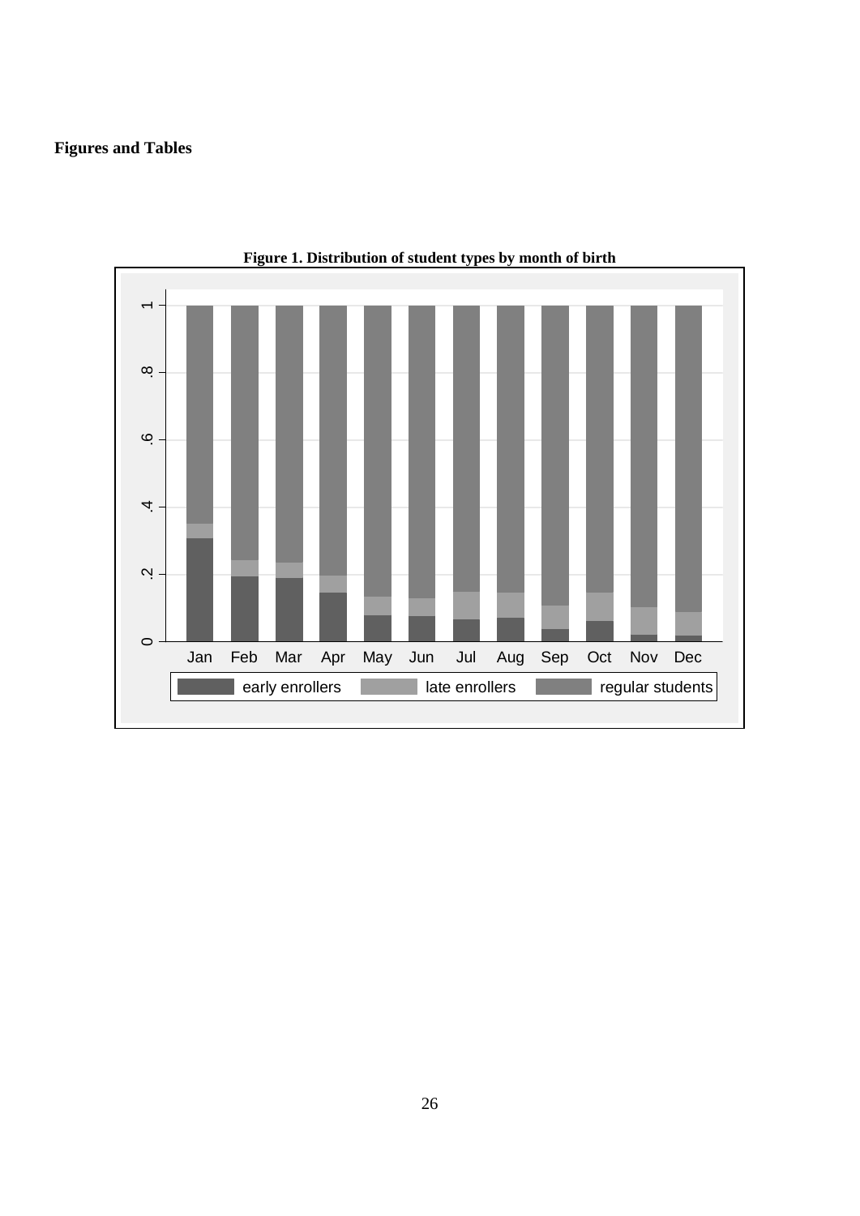**Figures and Tables**

**Figure 1. Distribution of student types by month of birth**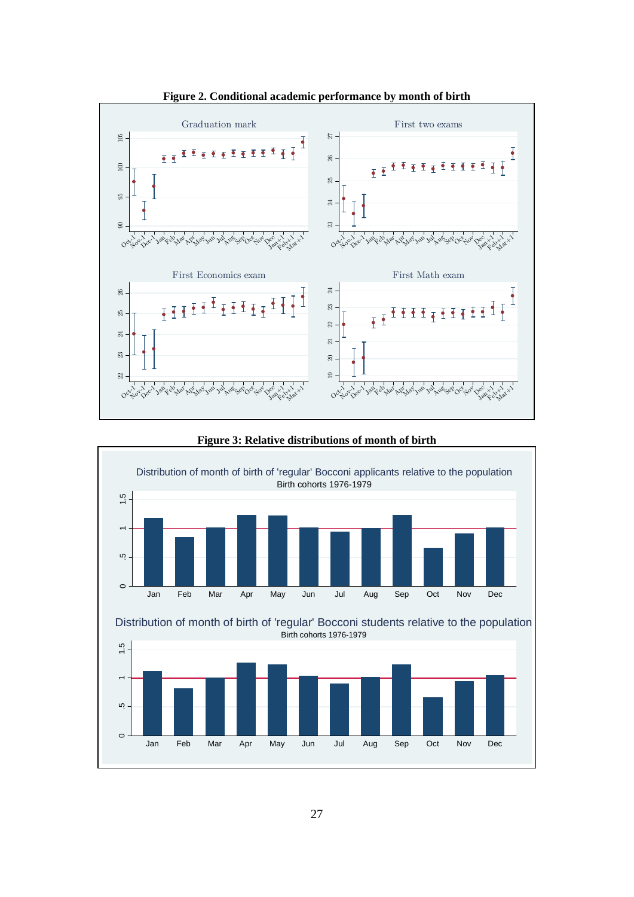**Figure 2. Conditional academic performance by month of birth**

**Figure 3: Relative distributions of month of birth**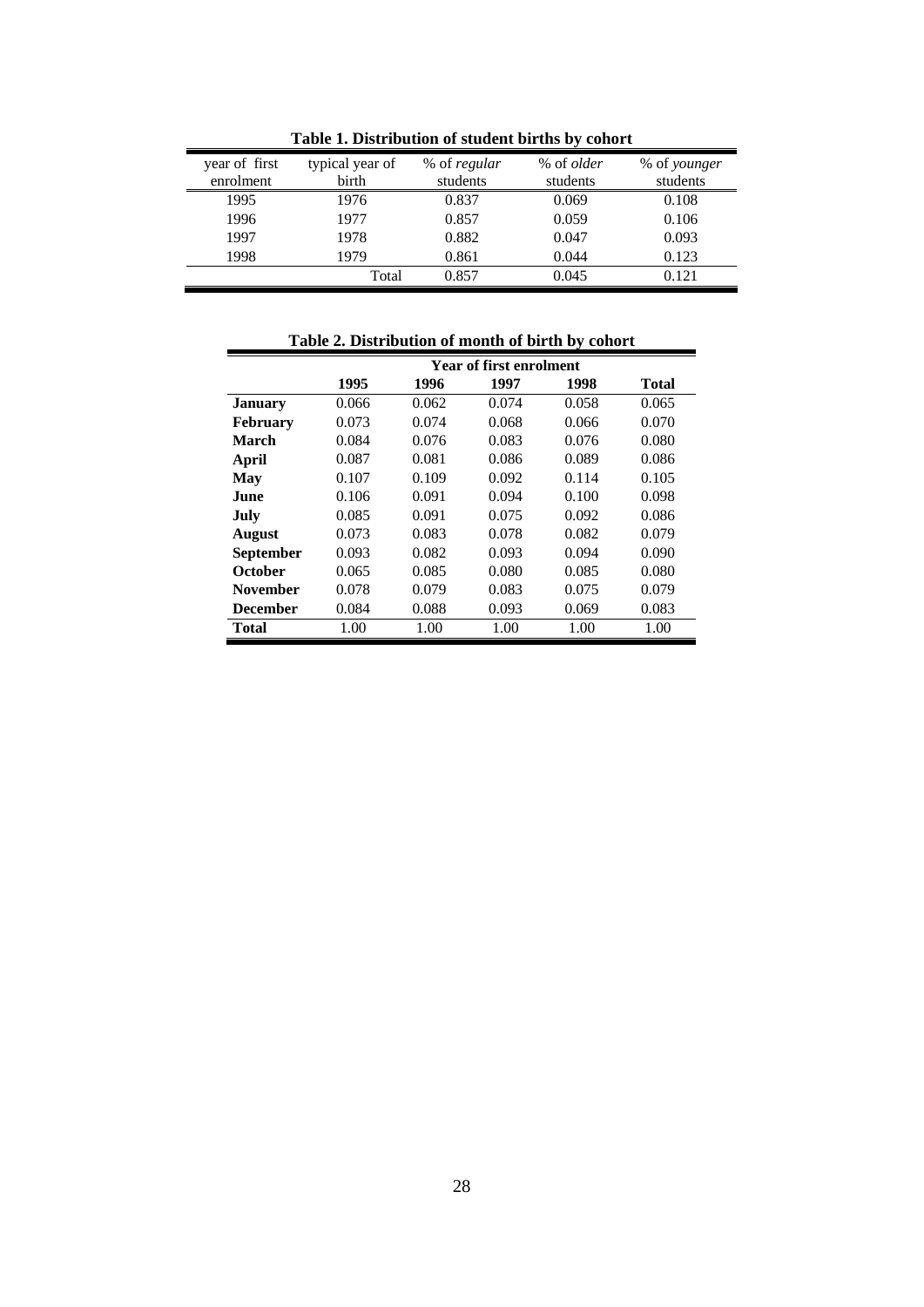**Table 1. Distribution of student births by cohort**

| year of first enrolment | typical year of birth | % of *regular* students | % of *older* students | % of *younger* students |
|---|---|---|---|---|
| 1995 | 1976 | 0.837 | 0.069 | 0.108 |
| 1996 | 1977 | 0.857 | 0.059 | 0.106 |
| 1997 | 1978 | 0.882 | 0.047 | 0.093 |
| 1998 | 1979 | 0.861 | 0.044 | 0.123 |
| | Total | 0.857 | 0.045 | 0.121 |

**Table 2. Distribution of month of birth by cohort**

| | **Year of first enrolment** | | | | |
|---|---|---|---|---|---|
| | **1995** | **1996** | **1997** | **1998** | **Total** |
| **January** | 0.066 | 0.062 | 0.074 | 0.058 | 0.065 |
| **February** | 0.073 | 0.074 | 0.068 | 0.066 | 0.070 |
| **March** | 0.084 | 0.076 | 0.083 | 0.076 | 0.080 |
| **April** | 0.087 | 0.081 | 0.086 | 0.089 | 0.086 |
| **May** | 0.107 | 0.109 | 0.092 | 0.114 | 0.105 |
| **June** | 0.106 | 0.091 | 0.094 | 0.100 | 0.098 |
| **July** | 0.085 | 0.091 | 0.075 | 0.092 | 0.086 |
| **August** | 0.073 | 0.083 | 0.078 | 0.082 | 0.079 |
| **September** | 0.093 | 0.082 | 0.093 | 0.094 | 0.090 |
| **October** | 0.065 | 0.085 | 0.080 | 0.085 | 0.080 |
| **November** | 0.078 | 0.079 | 0.083 | 0.075 | 0.079 |
| **December** | 0.084 | 0.088 | 0.093 | 0.069 | 0.083 |
| **Total** | 1.00 | 1.00 | 1.00 | 1.00 | 1.00 |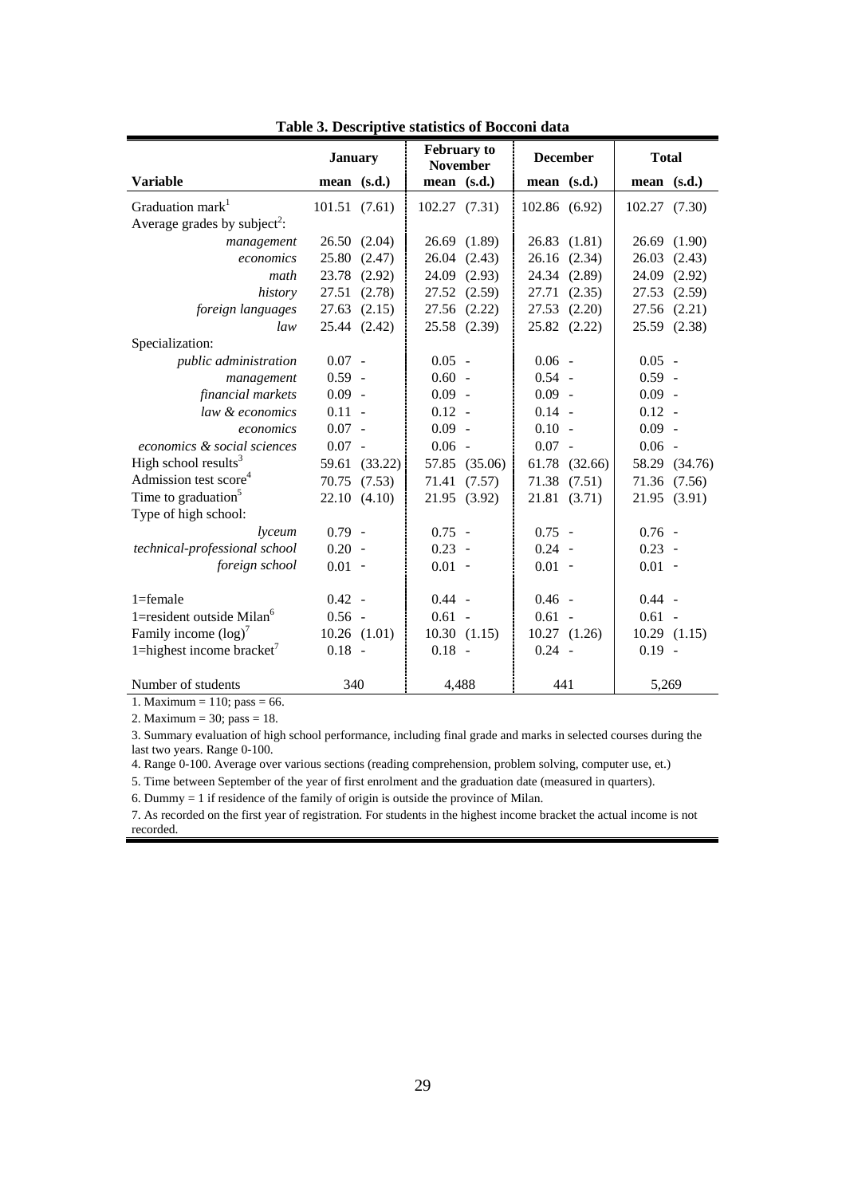**Table 3. Descriptive statistics of Bocconi data**

| | January | | February to November | | December | | Total | |
|---|---|---|---|---|---|---|---|---|
| **Variable** | **mean** | **(s.d.)** | **mean** | **(s.d.)** | **mean** | **(s.d.)** | **mean** | **(s.d.)** |
| Graduation mark[1] | 101.51 | (7.61) | 102.27 | (7.31) | 102.86 | (6.92) | 102.27 | (7.30) |
| Average grades by subject[2]: | | | | | | | | |
| *management* | 26.50 | (2.04) | 26.69 | (1.89) | 26.83 | (1.81) | 26.69 | (1.90) |
| *economics* | 25.80 | (2.47) | 26.04 | (2.43) | 26.16 | (2.34) | 26.03 | (2.43) |
| *math* | 23.78 | (2.92) | 24.09 | (2.93) | 24.34 | (2.89) | 24.09 | (2.92) |
| *history* | 27.51 | (2.78) | 27.52 | (2.59) | 27.71 | (2.35) | 27.53 | (2.59) |
| *foreign languages* | 27.63 | (2.15) | 27.56 | (2.22) | 27.53 | (2.20) | 27.56 | (2.21) |
| *law* | 25.44 | (2.42) | 25.58 | (2.39) | 25.82 | (2.22) | 25.59 | (2.38) |
| Specialization: | | | | | | | | |
| *public administration* | 0.07 | - | 0.05 | - | 0.06 | - | 0.05 | - |
| *management* | 0.59 | - | 0.60 | - | 0.54 | - | 0.59 | - |
| *financial markets* | 0.09 | - | 0.09 | - | 0.09 | - | 0.09 | - |
| *law & economics* | 0.11 | - | 0.12 | - | 0.14 | - | 0.12 | - |
| *economics* | 0.07 | - | 0.09 | - | 0.10 | - | 0.09 | - |
| *economics & social sciences* | 0.07 | - | 0.06 | - | 0.07 | - | 0.06 | - |
| High school results[3] | 59.61 | (33.22) | 57.85 | (35.06) | 61.78 | (32.66) | 58.29 | (34.76) |
| Admission test score[4] | 70.75 | (7.53) | 71.41 | (7.57) | 71.38 | (7.51) | 71.36 | (7.56) |
| Time to graduation[5] | 22.10 | (4.10) | 21.95 | (3.92) | 21.81 | (3.71) | 21.95 | (3.91) |
| Type of high school: | | | | | | | | |
| *lyceum* | 0.79 | - | 0.75 | - | 0.75 | - | 0.76 | - |
| *technical-professional school* | 0.20 | - | 0.23 | - | 0.24 | - | 0.23 | - |
| *foreign school* | 0.01 | - | 0.01 | - | 0.01 | - | 0.01 | - |
| 1=female | 0.42 | - | 0.44 | - | 0.46 | - | 0.44 | - |
| 1=resident outside Milan[6] | 0.56 | - | 0.61 | - | 0.61 | - | 0.61 | - |
| Family income (log)[7] | 10.26 | (1.01) | 10.30 | (1.15) | 10.27 | (1.26) | 10.29 | (1.15) |
| 1=highest income bracket[7] | 0.18 | - | 0.18 | - | 0.24 | - | 0.19 | - |
| Number of students | 340 | | 4,488 | | 441 | | 5,269 | |

1. Maximum = 110; pass = 66.

2. Maximum = 30; pass = 18.

3. Summary evaluation of high school performance, including final grade and marks in selected courses during the last two years. Range 0-100.

4. Range 0-100. Average over various sections (reading comprehension, problem solving, computer use, et.)

5. Time between September of the year of first enrolment and the graduation date (measured in quarters).

6. Dummy = 1 if residence of the family of origin is outside the province of Milan.

7. As recorded on the first year of registration. For students in the highest income bracket the actual income is not recorded.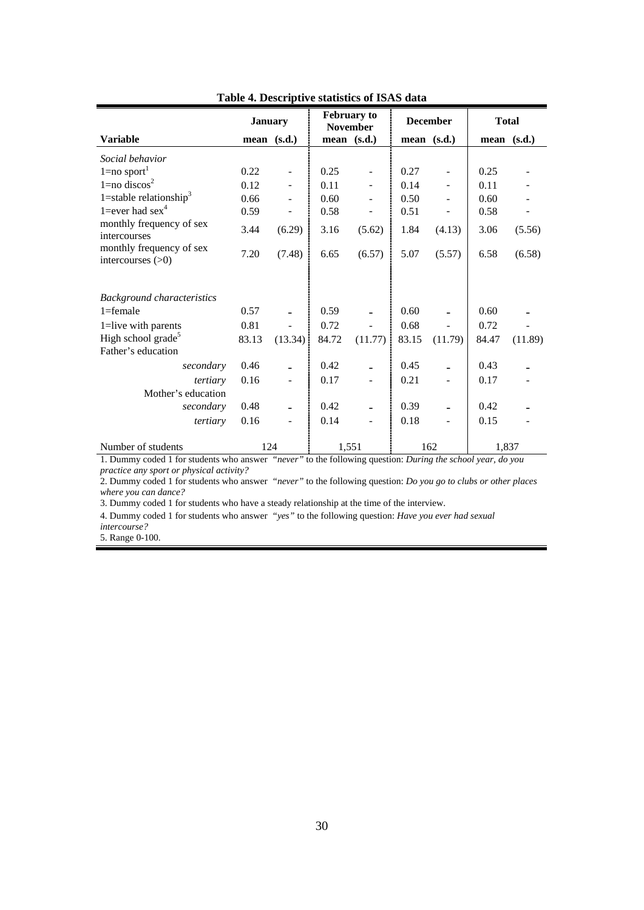**Table 4. Descriptive statistics of ISAS data**

| Variable | January | | February to November | | December | | Total | |
|---|---|---|---|---|---|---|---|---|
| | mean | (s.d.) | mean | (s.d.) | mean | (s.d.) | mean | (s.d.) |
| *Social behavior* | | | | | | | | |
| 1=no sport[1] | 0.22 | - | 0.25 | - | 0.27 | - | 0.25 | - |
| 1=no discos[2] | 0.12 | - | 0.11 | - | 0.14 | - | 0.11 | - |
| 1=stable relationship[3] | 0.66 | - | 0.60 | - | 0.50 | - | 0.60 | - |
| 1=ever had sex[4] | 0.59 | - | 0.58 | - | 0.51 | - | 0.58 | - |
| monthly frequency of sex intercourses | 3.44 | (6.29) | 3.16 | (5.62) | 1.84 | (4.13) | 3.06 | (5.56) |
| monthly frequency of sex intercourses (>0) | 7.20 | (7.48) | 6.65 | (6.57) | 5.07 | (5.57) | 6.58 | (6.58) |
| *Background characteristics* | | | | | | | | |
| 1=female | 0.57 | - | 0.59 | - | 0.60 | - | 0.60 | - |
| 1=live with parents | 0.81 | - | 0.72 | - | 0.68 | - | 0.72 | - |
| High school grade[5] | 83.13 | (13.34) | 84.72 | (11.77) | 83.15 | (11.79) | 84.47 | (11.89) |
| Father's education | | | | | | | | |
| *secondary* | 0.46 | - | 0.42 | - | 0.45 | - | 0.43 | - |
| *tertiary* | 0.16 | - | 0.17 | - | 0.21 | - | 0.17 | - |
| Mother's education | | | | | | | | |
| *secondary* | 0.48 | - | 0.42 | - | 0.39 | - | 0.42 | - |
| *tertiary* | 0.16 | - | 0.14 | - | 0.18 | - | 0.15 | - |
| Number of students | 124 | | 1,551 | | 162 | | 1,837 | |

1. Dummy coded 1 for students who answer *"never"* to the following question: *During the school year, do you practice any sport or physical activity?*

2. Dummy coded 1 for students who answer *"never"* to the following question: *Do you go to clubs or other places where you can dance?*

3. Dummy coded 1 for students who have a steady relationship at the time of the interview.

4. Dummy coded 1 for students who answer *"yes"* to the following question: *Have you ever had sexual intercourse?*

5. Range 0-100.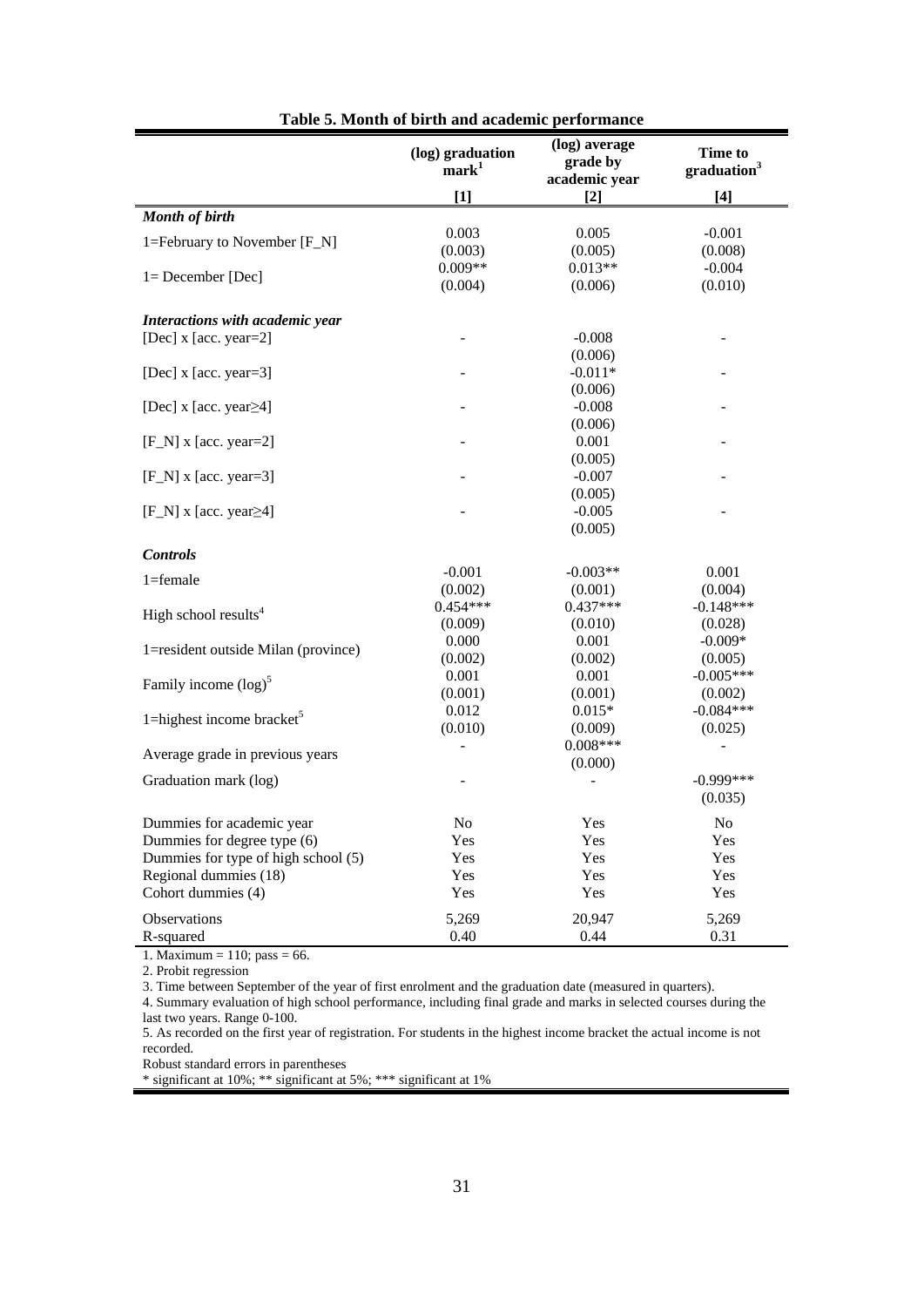**Table 5. Month of birth and academic performance**

| | (log) graduation mark[1] | (log) average grade by academic year | Time to graduation[3] |
|---|---|---|---|
| | [1] | [2] | [4] |
| ***Month of birth*** | | | |
| 1=February to November [F_N] | 0.003 | 0.005 | -0.001 |
| | (0.003) | (0.005) | (0.008) |
| 1= December [Dec] | 0.009** | 0.013** | -0.004 |
| | (0.004) | (0.006) | (0.010) |
| ***Interactions with academic year*** | | | |
| [Dec] x [acc. year=2] | - | -0.008 | - |
| | | (0.006) | |
| [Dec] x [acc. year=3] | - | -0.011* | - |
| | | (0.006) | |
| [Dec] x [acc. year≥4] | - | -0.008 | - |
| | | (0.006) | |
| [F_N] x [acc. year=2] | - | 0.001 | - |
| | | (0.005) | |
| [F_N] x [acc. year=3] | - | -0.007 | - |
| | | (0.005) | |
| [F_N] x [acc. year≥4] | - | -0.005 | - |
| | | (0.005) | |
| ***Controls*** | | | |
| 1=female | -0.001 | -0.003** | 0.001 |
| | (0.002) | (0.001) | (0.004) |
| High school results[4] | 0.454*** | 0.437*** | -0.148*** |
| | (0.009) | (0.010) | (0.028) |
| 1=resident outside Milan (province) | 0.000 | 0.001 | -0.009* |
| | (0.002) | (0.002) | (0.005) |
| Family income (log)[5] | 0.001 | 0.001 | -0.005*** |
| | (0.001) | (0.001) | (0.002) |
| 1=highest income bracket[5] | 0.012 | 0.015* | -0.084*** |
| | (0.010) | (0.009) | (0.025) |
| Average grade in previous years | - | 0.008*** | - |
| | | (0.000) | |
| Graduation mark (log) | - | - | -0.999*** |
| | | | (0.035) |
| Dummies for academic year | No | Yes | No |
| Dummies for degree type (6) | Yes | Yes | Yes |
| Dummies for type of high school (5) | Yes | Yes | Yes |
| Regional dummies (18) | Yes | Yes | Yes |
| Cohort dummies (4) | Yes | Yes | Yes |
| Observations | 5,269 | 20,947 | 5,269 |
| R-squared | 0.40 | 0.44 | 0.31 |

1. Maximum = 110; pass = 66.

2. Probit regression

3. Time between September of the year of first enrolment and the graduation date (measured in quarters).

4. Summary evaluation of high school performance, including final grade and marks in selected courses during the last two years. Range 0-100.

5. As recorded on the first year of registration. For students in the highest income bracket the actual income is not recorded.

Robust standard errors in parentheses

* significant at 10%; ** significant at 5%; *** significant at 1%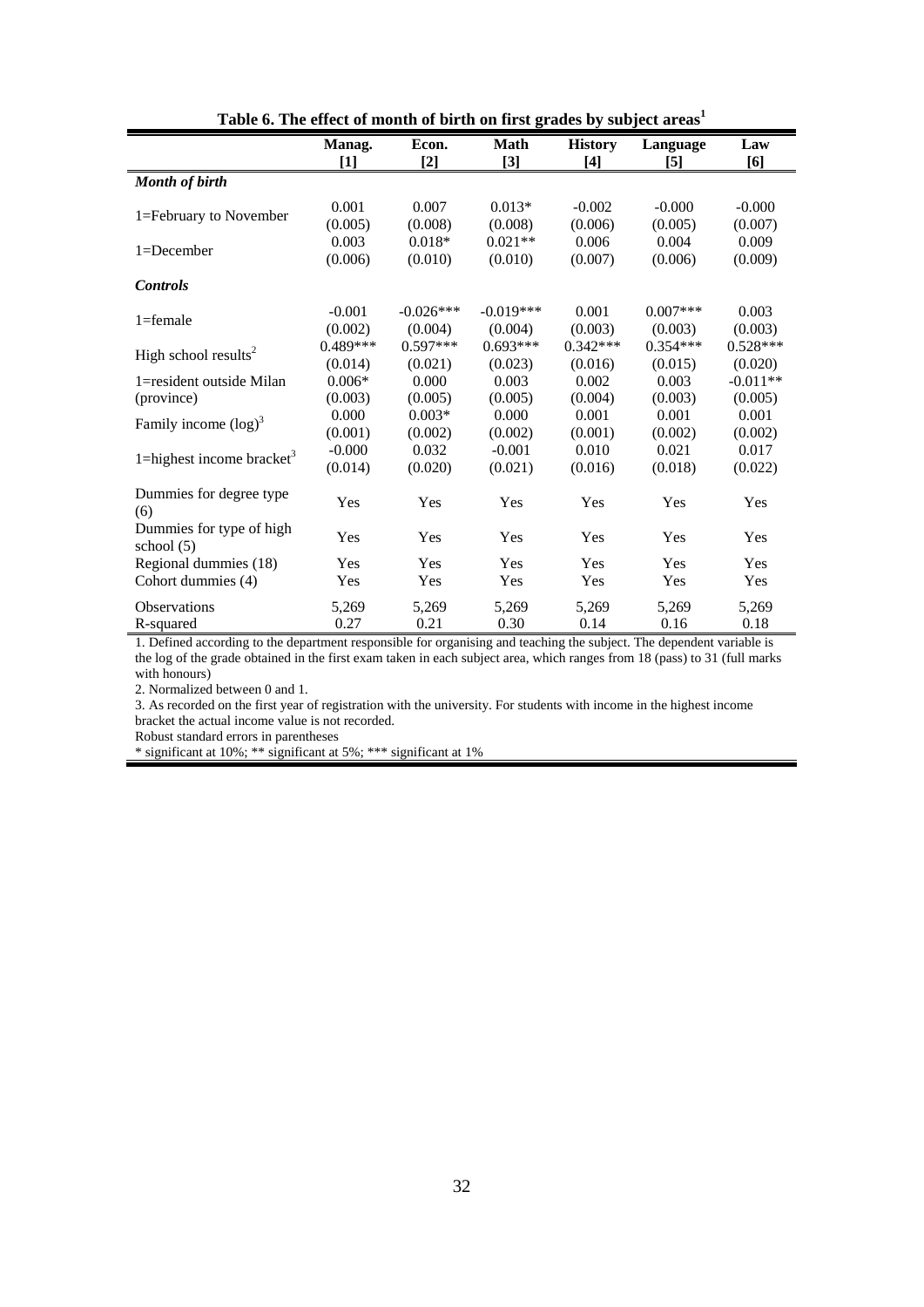**Table 6. The effect of month of birth on first grades by subject areas[1]**

| | Manag. [1] | Econ. [2] | Math [3] | History [4] | Language [5] | Law [6] |
|---|---|---|---|---|---|---|
| ***Month of birth*** | | | | | | |
| 1=February to November | 0.001 | 0.007 | 0.013* | -0.002 | -0.000 | -0.000 |
| | (0.005) | (0.008) | (0.008) | (0.006) | (0.005) | (0.007) |
| 1=December | 0.003 | 0.018* | 0.021** | 0.006 | 0.004 | 0.009 |
| | (0.006) | (0.010) | (0.010) | (0.007) | (0.006) | (0.009) |
| ***Controls*** | | | | | | |
| 1=female | -0.001 | -0.026*** | -0.019*** | 0.001 | 0.007*** | 0.003 |
| | (0.002) | (0.004) | (0.004) | (0.003) | (0.003) | (0.003) |
| High school results[2] | 0.489*** | 0.597*** | 0.693*** | 0.342*** | 0.354*** | 0.528*** |
| | (0.014) | (0.021) | (0.023) | (0.016) | (0.015) | (0.020) |
| 1=resident outside Milan (province) | 0.006* | 0.000 | 0.003 | 0.002 | 0.003 | -0.011** |
| | (0.003) | (0.005) | (0.005) | (0.004) | (0.003) | (0.005) |
| Family income (log)[3] | 0.000 | 0.003* | 0.000 | 0.001 | 0.001 | 0.001 |
| | (0.001) | (0.002) | (0.002) | (0.001) | (0.002) | (0.002) |
| 1=highest income bracket[3] | -0.000 | 0.032 | -0.001 | 0.010 | 0.021 | 0.017 |
| | (0.014) | (0.020) | (0.021) | (0.016) | (0.018) | (0.022) |
| Dummies for degree type (6) | Yes | Yes | Yes | Yes | Yes | Yes |
| Dummies for type of high school (5) | Yes | Yes | Yes | Yes | Yes | Yes |
| Regional dummies (18) | Yes | Yes | Yes | Yes | Yes | Yes |
| Cohort dummies (4) | Yes | Yes | Yes | Yes | Yes | Yes |
| Observations | 5,269 | 5,269 | 5,269 | 5,269 | 5,269 | 5,269 |
| R-squared | 0.27 | 0.21 | 0.30 | 0.14 | 0.16 | 0.18 |

1. Defined according to the department responsible for organising and teaching the subject. The dependent variable is the log of the grade obtained in the first exam taken in each subject area, which ranges from 18 (pass) to 31 (full marks with honours)

2. Normalized between 0 and 1.

3. As recorded on the first year of registration with the university. For students with income in the highest income bracket the actual income value is not recorded.

Robust standard errors in parentheses

* significant at 10%; ** significant at 5%; *** significant at 1%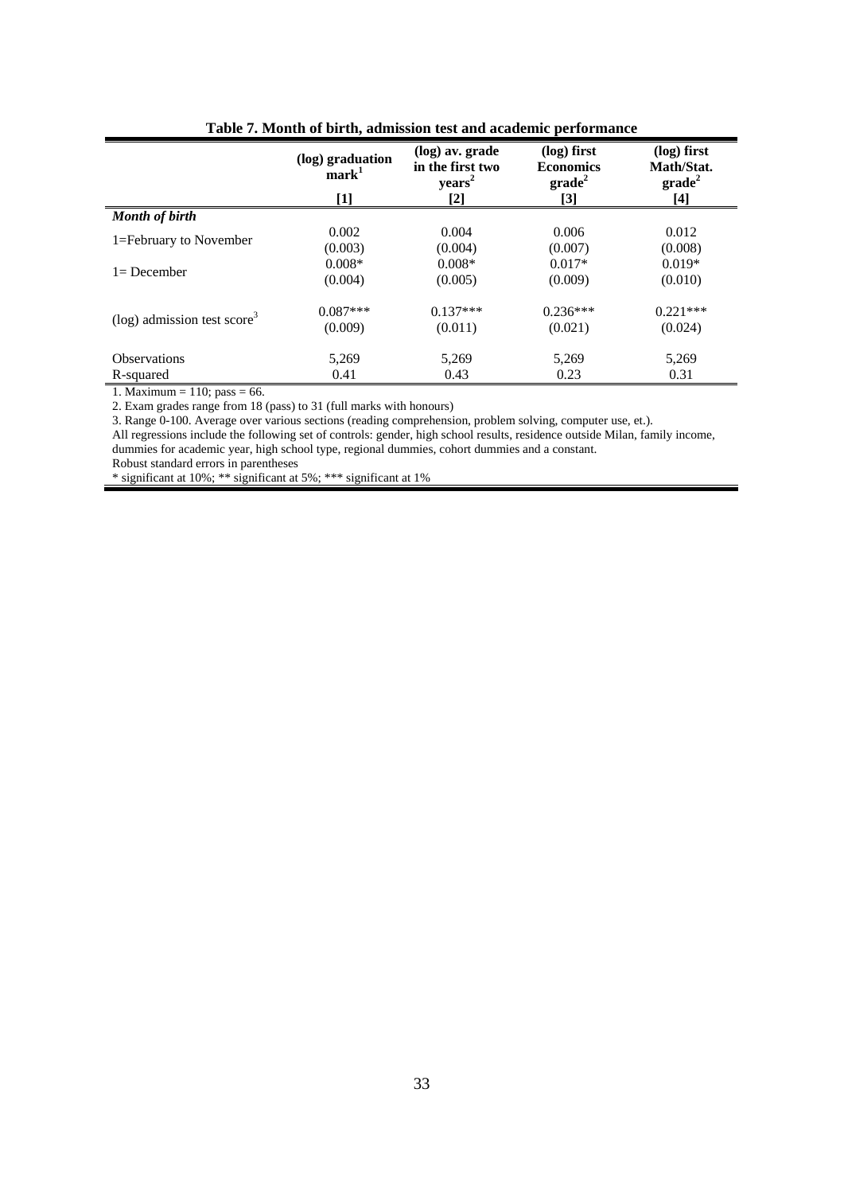**Table 7. Month of birth, admission test and academic performance**

| | (log) graduation mark[1] | (log) av. grade in the first two years[2] | (log) first Economics grade[2] | (log) first Math/Stat. grade[2] |
|---|---|---|---|---|
| | [1] | [2] | [3] | [4] |
| ***Month of birth*** | | | | |
| 1=February to November | 0.002 | 0.004 | 0.006 | 0.012 |
| | (0.003) | (0.004) | (0.007) | (0.008) |
| 1= December | 0.008* | 0.008* | 0.017* | 0.019* |
| | (0.004) | (0.005) | (0.009) | (0.010) |
| (log) admission test score[3] | 0.087*** | 0.137*** | 0.236*** | 0.221*** |
| | (0.009) | (0.011) | (0.021) | (0.024) |
| Observations | 5,269 | 5,269 | 5,269 | 5,269 |
| R-squared | 0.41 | 0.43 | 0.23 | 0.31 |

1. Maximum = 110; pass = 66.
2. Exam grades range from 18 (pass) to 31 (full marks with honours)
3. Range 0-100. Average over various sections (reading comprehension, problem solving, computer use, et.).
All regressions include the following set of controls: gender, high school results, residence outside Milan, family income, dummies for academic year, high school type, regional dummies, cohort dummies and a constant.
Robust standard errors in parentheses
* significant at 10%; ** significant at 5%; *** significant at 1%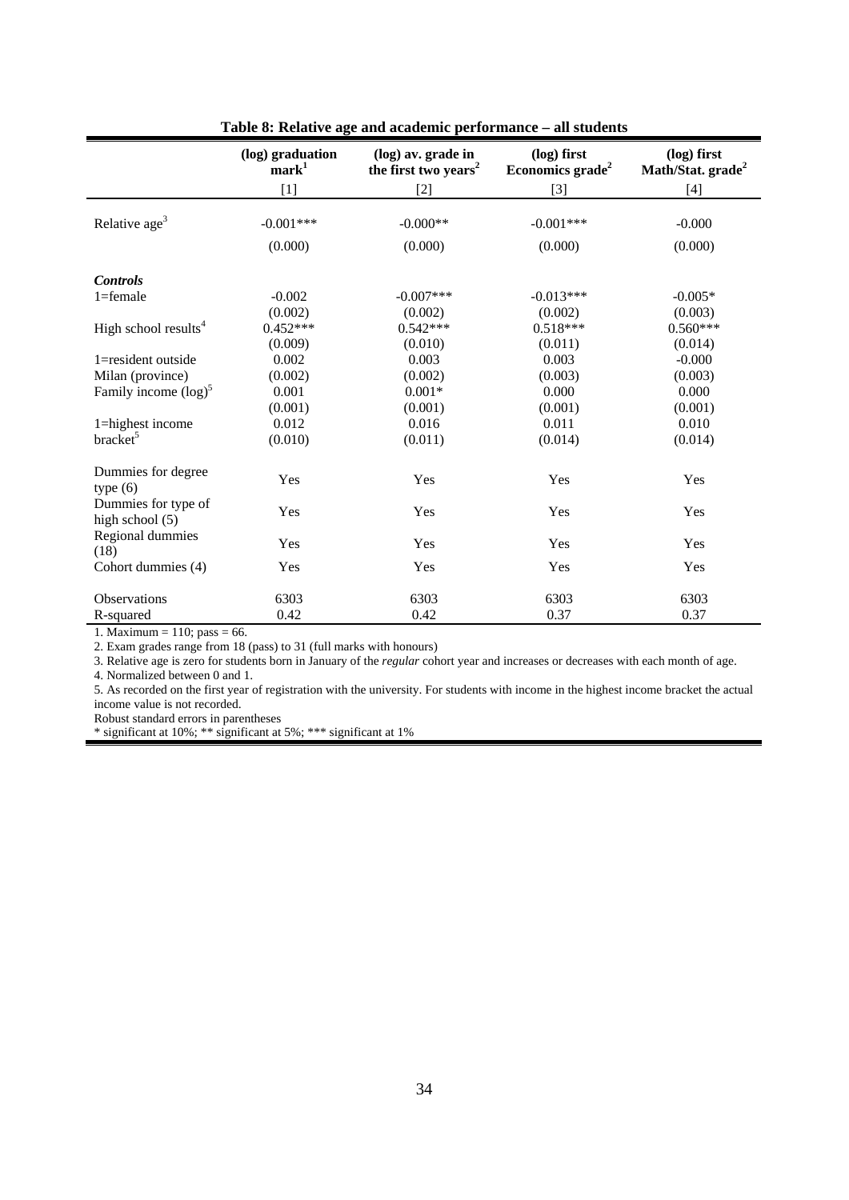**Table 8: Relative age and academic performance – all students**

| | (log) graduation mark[1] | (log) av. grade in the first two years[2] | (log) first Economics grade[2] | (log) first Math/Stat. grade[2] |
|---|---|---|---|---|
| | [1] | [2] | [3] | [4] |
| Relative age[3] | -0.001*** | -0.000** | -0.001*** | -0.000 |
| | (0.000) | (0.000) | (0.000) | (0.000) |
| ***Controls*** | | | | |
| 1=female | -0.002 | -0.007*** | -0.013*** | -0.005* |
| | (0.002) | (0.002) | (0.002) | (0.003) |
| High school results[4] | 0.452*** | 0.542*** | 0.518*** | 0.560*** |
| | (0.009) | (0.010) | (0.011) | (0.014) |
| 1=resident outside | 0.002 | 0.003 | 0.003 | -0.000 |
| Milan (province) | (0.002) | (0.002) | (0.003) | (0.003) |
| Family income (log)[5] | 0.001 | 0.001* | 0.000 | 0.000 |
| | (0.001) | (0.001) | (0.001) | (0.001) |
| 1=highest income | 0.012 | 0.016 | 0.011 | 0.010 |
| bracket[5] | (0.010) | (0.011) | (0.014) | (0.014) |
| Dummies for degree type (6) | Yes | Yes | Yes | Yes |
| Dummies for type of high school (5) | Yes | Yes | Yes | Yes |
| Regional dummies (18) | Yes | Yes | Yes | Yes |
| Cohort dummies (4) | Yes | Yes | Yes | Yes |
| Observations | 6303 | 6303 | 6303 | 6303 |
| R-squared | 0.42 | 0.42 | 0.37 | 0.37 |

1. Maximum = 110; pass = 66.
2. Exam grades range from 18 (pass) to 31 (full marks with honours)
3. Relative age is zero for students born in January of the *regular* cohort year and increases or decreases with each month of age.
4. Normalized between 0 and 1.
5. As recorded on the first year of registration with the university. For students with income in the highest income bracket the actual income value is not recorded.
Robust standard errors in parentheses
* significant at 10%; ** significant at 5%; *** significant at 1%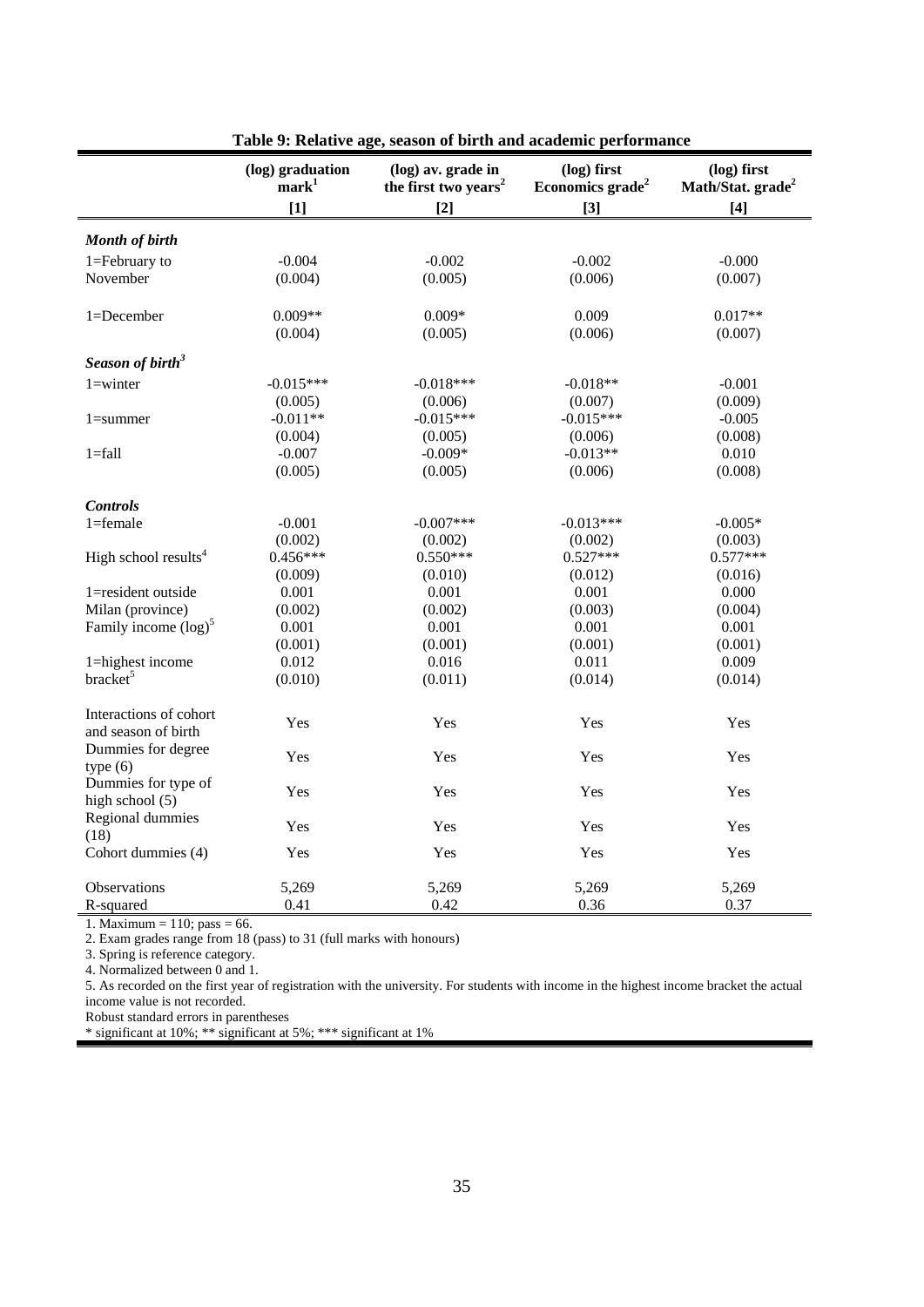**Table 9: Relative age, season of birth and academic performance**

| | (log) graduation mark[1] | (log) av. grade in the first two years[2] | (log) first Economics grade[2] | (log) first Math/Stat. grade[2] |
|---|---|---|---|---|
| | [1] | [2] | [3] | [4] |
| ***Month of birth*** | | | | |
| 1=February to November | -0.004 | -0.002 | -0.002 | -0.000 |
| | (0.004) | (0.005) | (0.006) | (0.007) |
| 1=December | 0.009** | 0.009* | 0.009 | 0.017** |
| | (0.004) | (0.005) | (0.006) | (0.007) |
| ***Season of birth[3]*** | | | | |
| 1=winter | -0.015*** | -0.018*** | -0.018** | -0.001 |
| | (0.005) | (0.006) | (0.007) | (0.009) |
| 1=summer | -0.011** | -0.015*** | -0.015*** | -0.005 |
| | (0.004) | (0.005) | (0.006) | (0.008) |
| 1=fall | -0.007 | -0.009* | -0.013** | 0.010 |
| | (0.005) | (0.005) | (0.006) | (0.008) |
| ***Controls*** | | | | |
| 1=female | -0.001 | -0.007*** | -0.013*** | -0.005* |
| | (0.002) | (0.002) | (0.002) | (0.003) |
| High school results[4] | 0.456*** | 0.550*** | 0.527*** | 0.577*** |
| | (0.009) | (0.010) | (0.012) | (0.016) |
| 1=resident outside Milan (province) | 0.001 | 0.001 | 0.001 | 0.000 |
| | (0.002) | (0.002) | (0.003) | (0.004) |
| Family income (log)[5] | 0.001 | 0.001 | 0.001 | 0.001 |
| | (0.001) | (0.001) | (0.001) | (0.001) |
| 1=highest income bracket[5] | 0.012 | 0.016 | 0.011 | 0.009 |
| | (0.010) | (0.011) | (0.014) | (0.014) |
| Interactions of cohort and season of birth | Yes | Yes | Yes | Yes |
| Dummies for degree type (6) | Yes | Yes | Yes | Yes |
| Dummies for type of high school (5) | Yes | Yes | Yes | Yes |
| Regional dummies (18) | Yes | Yes | Yes | Yes |
| Cohort dummies (4) | Yes | Yes | Yes | Yes |
| Observations | 5,269 | 5,269 | 5,269 | 5,269 |
| R-squared | 0.41 | 0.42 | 0.36 | 0.37 |

1. Maximum = 110; pass = 66.
2. Exam grades range from 18 (pass) to 31 (full marks with honours)
3. Spring is reference category.
4. Normalized between 0 and 1.
5. As recorded on the first year of registration with the university. For students with income in the highest income bracket the actual income value is not recorded.
Robust standard errors in parentheses
* significant at 10%; ** significant at 5%; *** significant at 1%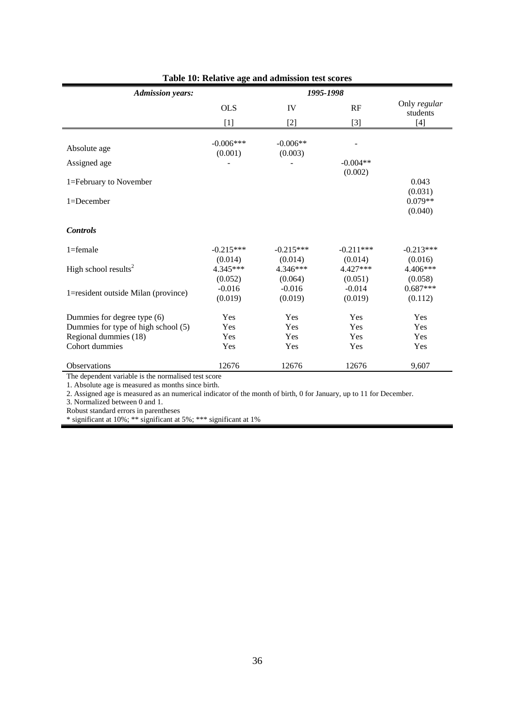**Table 10: Relative age and admission test scores**

| *Admission years:* | 1995-1998 | | | |
|---|---|---|---|---|
| | OLS | IV | RF | Only *regular* students |
| | [1] | [2] | [3] | [4] |
| Absolute age | -0.006*** | -0.006** | - | |
| | (0.001) | (0.003) | | |
| Assigned age | - | - | -0.004** | |
| | | | (0.002) | |
| 1=February to November | | | | 0.043 |
| | | | | (0.031) |
| 1=December | | | | 0.079** |
| | | | | (0.040) |
| ***Controls*** | | | | |
| 1=female | -0.215*** | -0.215*** | -0.211*** | -0.213*** |
| | (0.014) | (0.014) | (0.014) | (0.016) |
| High school results[2] | 4.345*** | 4.346*** | 4.427*** | 4.406*** |
| | (0.052) | (0.064) | (0.051) | (0.058) |
| 1=resident outside Milan (province) | -0.016 | -0.016 | -0.014 | 0.687*** |
| | (0.019) | (0.019) | (0.019) | (0.112) |
| Dummies for degree type (6) | Yes | Yes | Yes | Yes |
| Dummies for type of high school (5) | Yes | Yes | Yes | Yes |
| Regional dummies (18) | Yes | Yes | Yes | Yes |
| Cohort dummies | Yes | Yes | Yes | Yes |
| Observations | 12676 | 12676 | 12676 | 9,607 |

The dependent variable is the normalised test score

1. Absolute age is measured as months since birth.

2. Assigned age is measured as an numerical indicator of the month of birth, 0 for January, up to 11 for December.

3. Normalized between 0 and 1.

Robust standard errors in parentheses

* significant at 10%; ** significant at 5%; *** significant at 1%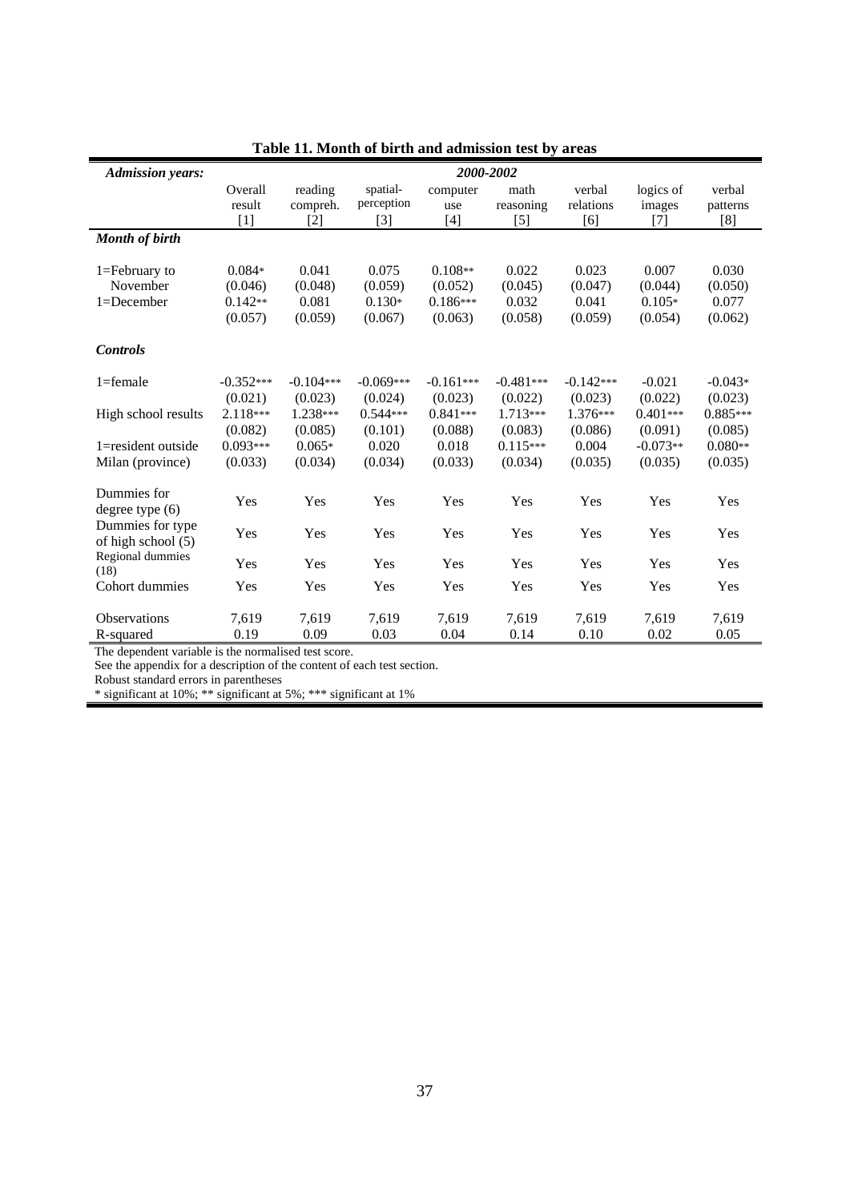**Table 11. Month of birth and admission test by areas**

| *Admission years:* | 2000-2002 | | | | | | | |
|---|---|---|---|---|---|---|---|---|
| | Overall result [1] | reading compreh. [2] | spatial-perception [3] | computer use [4] | math reasoning [5] | verbal relations [6] | logics of images [7] | verbal patterns [8] |
| ***Month of birth*** | | | | | | | | |
| 1=February to November | 0.084* | 0.041 | 0.075 | 0.108** | 0.022 | 0.023 | 0.007 | 0.030 |
| | (0.046) | (0.048) | (0.059) | (0.052) | (0.045) | (0.047) | (0.044) | (0.050) |
| 1=December | 0.142** | 0.081 | 0.130* | 0.186*** | 0.032 | 0.041 | 0.105* | 0.077 |
| | (0.057) | (0.059) | (0.067) | (0.063) | (0.058) | (0.059) | (0.054) | (0.062) |
| ***Controls*** | | | | | | | | |
| 1=female | -0.352*** | -0.104*** | -0.069*** | -0.161*** | -0.481*** | -0.142*** | -0.021 | -0.043* |
| | (0.021) | (0.023) | (0.024) | (0.023) | (0.022) | (0.023) | (0.022) | (0.023) |
| High school results | 2.118*** | 1.238*** | 0.544*** | 0.841*** | 1.713*** | 1.376*** | 0.401*** | 0.885*** |
| | (0.082) | (0.085) | (0.101) | (0.088) | (0.083) | (0.086) | (0.091) | (0.085) |
| 1=resident outside Milan (province) | 0.093*** | 0.065* | 0.020 | 0.018 | 0.115*** | 0.004 | -0.073** | 0.080** |
| | (0.033) | (0.034) | (0.034) | (0.033) | (0.034) | (0.035) | (0.035) | (0.035) |
| Dummies for degree type (6) | Yes | Yes | Yes | Yes | Yes | Yes | Yes | Yes |
| Dummies for type of high school (5) | Yes | Yes | Yes | Yes | Yes | Yes | Yes | Yes |
| Regional dummies (18) | Yes | Yes | Yes | Yes | Yes | Yes | Yes | Yes |
| Cohort dummies | Yes | Yes | Yes | Yes | Yes | Yes | Yes | Yes |
| Observations | 7,619 | 7,619 | 7,619 | 7,619 | 7,619 | 7,619 | 7,619 | 7,619 |
| R-squared | 0.19 | 0.09 | 0.03 | 0.04 | 0.14 | 0.10 | 0.02 | 0.05 |

The dependent variable is the normalised test score.
See the appendix for a description of the content of each test section.
Robust standard errors in parentheses
* significant at 10%; ** significant at 5%; *** significant at 1%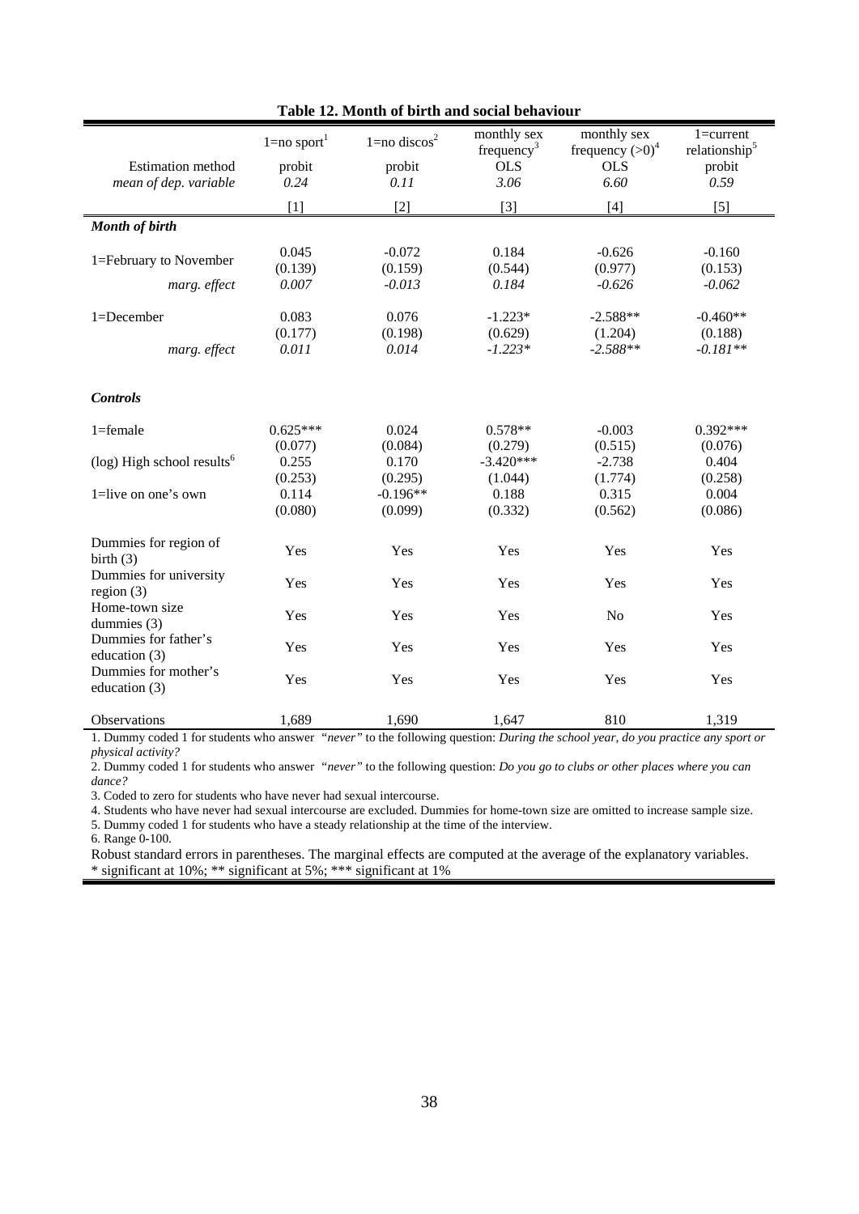**Table 12. Month of birth and social behaviour**

| | 1=no sport[1] | 1=no discos[2] | monthly sex frequency[3] | monthly sex frequency (>0)[4] | 1=current relationship[5] |
|---|---|---|---|---|---|
| Estimation method | probit | probit | OLS | OLS | probit |
| *mean of dep. variable* | *0.24* | *0.11* | *3.06* | *6.60* | *0.59* |
| | [1] | [2] | [3] | [4] | [5] |
| ***Month of birth*** | | | | | |
| 1=February to November | 0.045 | -0.072 | 0.184 | -0.626 | -0.160 |
| | (0.139) | (0.159) | (0.544) | (0.977) | (0.153) |
| *marg. effect* | *0.007* | *-0.013* | *0.184* | *-0.626* | *-0.062* |
| 1=December | 0.083 | 0.076 | -1.223* | -2.588** | -0.460** |
| | (0.177) | (0.198) | (0.629) | (1.204) | (0.188) |
| *marg. effect* | *0.011* | *0.014* | *-1.223** | *-2.588*** | *-0.181*** |
| ***Controls*** | | | | | |
| 1=female | 0.625*** | 0.024 | 0.578** | -0.003 | 0.392*** |
| | (0.077) | (0.084) | (0.279) | (0.515) | (0.076) |
| (log) High school results[6] | 0.255 | 0.170 | -3.420*** | -2.738 | 0.404 |
| | (0.253) | (0.295) | (1.044) | (1.774) | (0.258) |
| 1=live on one's own | 0.114 | -0.196** | 0.188 | 0.315 | 0.004 |
| | (0.080) | (0.099) | (0.332) | (0.562) | (0.086) |
| Dummies for region of birth (3) | Yes | Yes | Yes | Yes | Yes |
| Dummies for university region (3) | Yes | Yes | Yes | Yes | Yes |
| Home-town size dummies (3) | Yes | Yes | Yes | No | Yes |
| Dummies for father's education (3) | Yes | Yes | Yes | Yes | Yes |
| Dummies for mother's education (3) | Yes | Yes | Yes | Yes | Yes |
| Observations | 1,689 | 1,690 | 1,647 | 810 | 1,319 |

1. Dummy coded 1 for students who answer *"never"* to the following question: *During the school year, do you practice any sport or physical activity?*

2. Dummy coded 1 for students who answer *"never"* to the following question: *Do you go to clubs or other places where you can dance?*

3. Coded to zero for students who have never had sexual intercourse.

4. Students who have never had sexual intercourse are excluded. Dummies for home-town size are omitted to increase sample size.

5. Dummy coded 1 for students who have a steady relationship at the time of the interview.

6. Range 0-100.

Robust standard errors in parentheses. The marginal effects are computed at the average of the explanatory variables.
* significant at 10%; ** significant at 5%; *** significant at 1%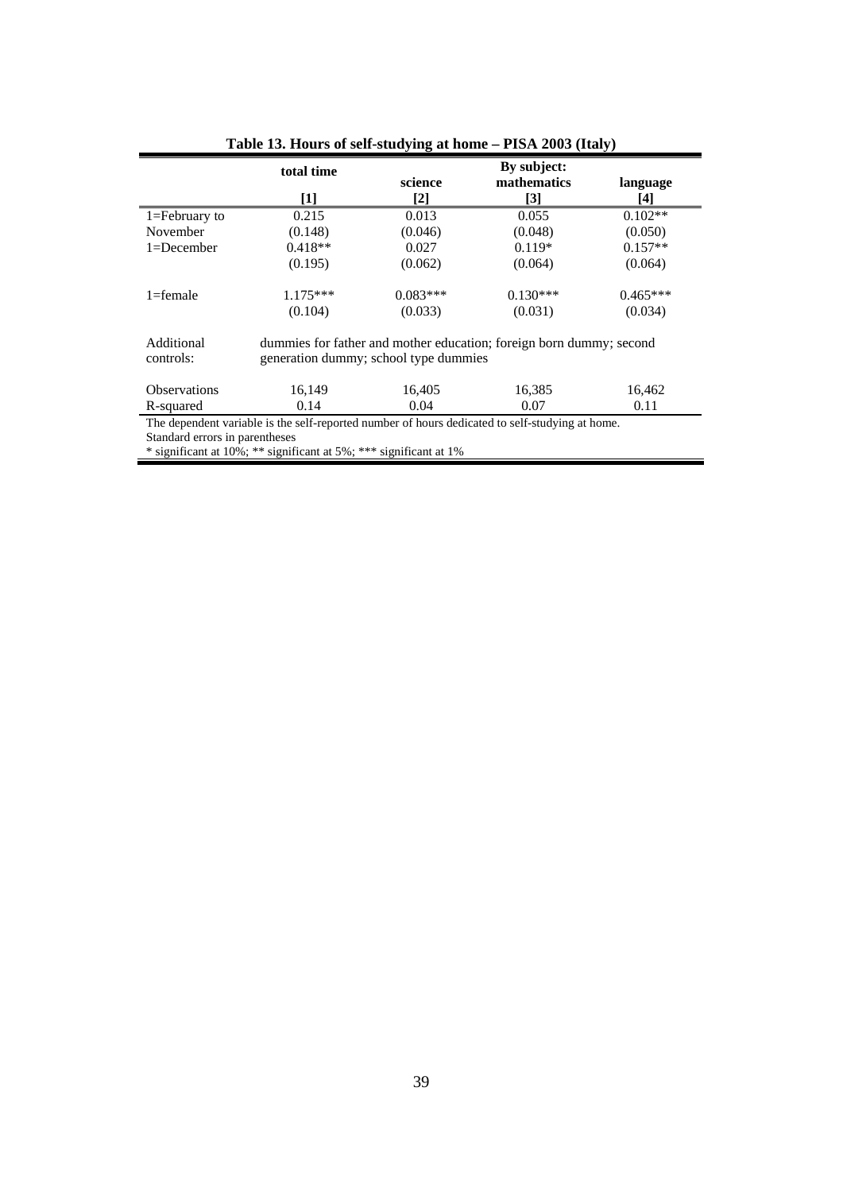**Table 13. Hours of self-studying at home – PISA 2003 (Italy)**

| | total time | By subject: | | |
|---|---|---|---|---|
| | | science | mathematics | language |
| | [1] | [2] | [3] | [4] |
| 1=February to | 0.215 | 0.013 | 0.055 | 0.102** |
| November | (0.148) | (0.046) | (0.048) | (0.050) |
| 1=December | 0.418** | 0.027 | 0.119* | 0.157** |
| | (0.195) | (0.062) | (0.064) | (0.064) |
| 1=female | 1.175*** | 0.083*** | 0.130*** | 0.465*** |
| | (0.104) | (0.033) | (0.031) | (0.034) |
| Additional controls: | dummies for father and mother education; foreign born dummy; second generation dummy; school type dummies | | | |
| Observations | 16,149 | 16,405 | 16,385 | 16,462 |
| R-squared | 0.14 | 0.04 | 0.07 | 0.11 |

The dependent variable is the self-reported number of hours dedicated to self-studying at home.
Standard errors in parentheses
* significant at 10%; ** significant at 5%; *** significant at 1%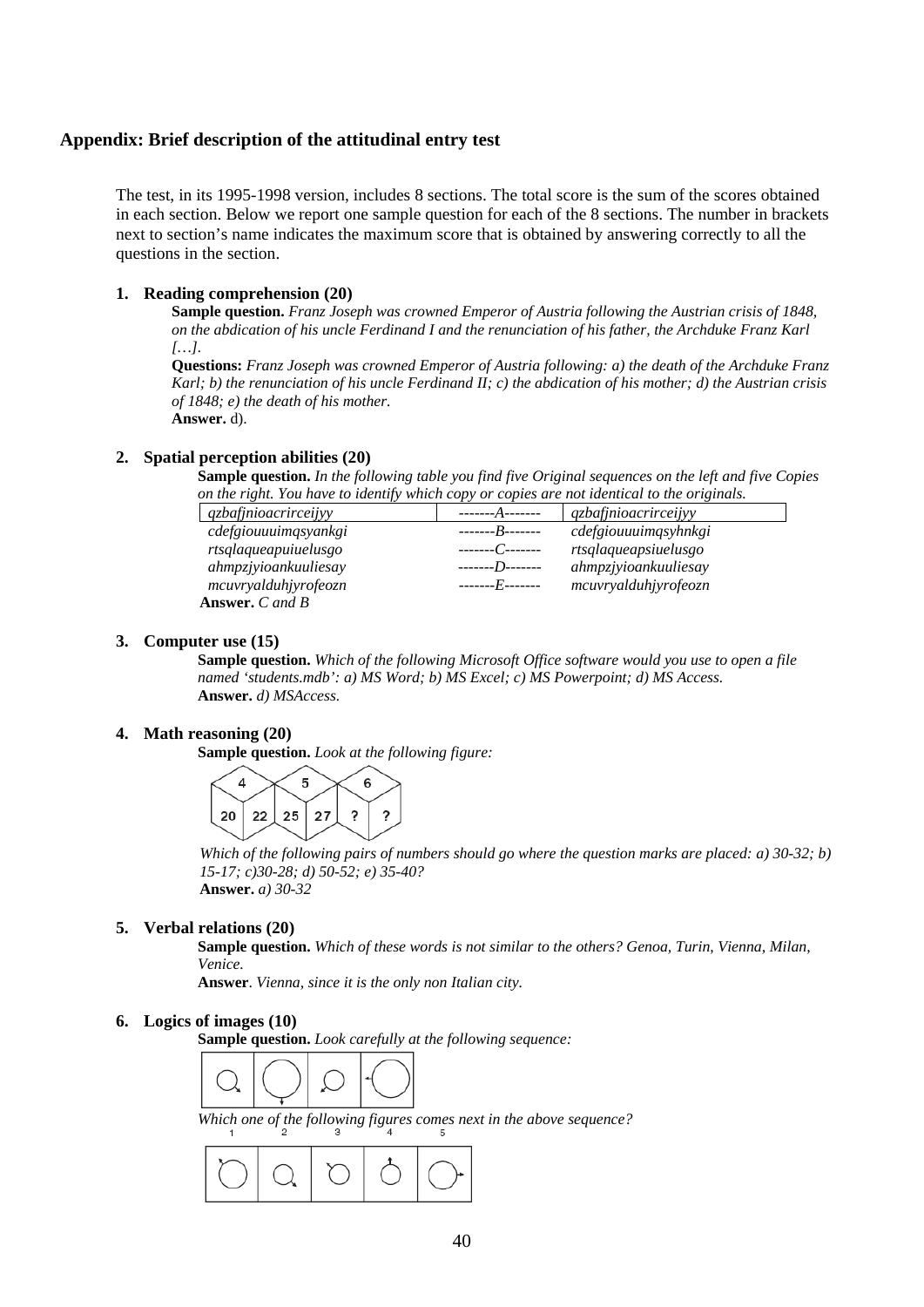## Appendix: Brief description of the attitudinal entry test

The test, in its 1995-1998 version, includes 8 sections. The total score is the sum of the scores obtained in each section. Below we report one sample question for each of the 8 sections. The number in brackets next to section's name indicates the maximum score that is obtained by answering correctly to all the questions in the section.

1. **Reading comprehension (20)**

   **Sample question.** *Franz Joseph was crowned Emperor of Austria following the Austrian crisis of 1848, on the abdication of his uncle Ferdinand I and the renunciation of his father, the Archduke Franz Karl […].*

   **Questions:** *Franz Joseph was crowned Emperor of Austria following: a) the death of the Archduke Franz Karl; b) the renunciation of his uncle Ferdinand II; c) the abdication of his mother; d) the Austrian crisis of 1848; e) the death of his mother.*

   **Answer.** d).

2. **Spatial perception abilities (20)**

   **Sample question.** *In the following table you find five Original sequences on the left and five Copies on the right. You have to identify which copy or copies are not identical to the originals.*

   | | | |
   |---|---|---|
   | *qzbafjnioacrirceijyy* | *-------A-------* | *qzbafjnioacrirceijyy* |
   | *cdefgiouuuimqsyankgi* | *-------B-------* | *cdefgiouuuimqsyhnkgi* |
   | *rtsqlaqueapuiuelusgo* | *-------C-------* | *rtsqlaqueapsiuelusgo* |
   | *ahmpzjyioankuuliesay* | *-------D-------* | *ahmpzjyioankuuliesay* |
   | *mcuvryalduhjyrofeozn* | *-------E-------* | *mcuvryalduhjyrofeozn* |

   **Answer.** *C and B*

3. **Computer use (15)**

   **Sample question.** *Which of the following Microsoft Office software would you use to open a file named 'students.mdb': a) MS Word; b) MS Excel; c) MS Powerpoint; d) MS Access.*

   **Answer.** *d) MSAccess.*

4. **Math reasoning (20)**

   **Sample question.** *Look at the following figure:*

   4 5 6
   20 22 25 27 ? ?

   *Which of the following pairs of numbers should go where the question marks are placed: a) 30-32; b) 15-17; c)30-28; d) 50-52; e) 35-40?*

   **Answer.** *a) 30-32*

5. **Verbal relations (20)**

   **Sample question.** *Which of these words is not similar to the others? Genoa, Turin, Vienna, Milan, Venice.*

   **Answer**. *Vienna, since it is the only non Italian city.*

6. **Logics of images (10)**

   **Sample question.** *Look carefully at the following sequence:*

   *Which one of the following figures comes next in the above sequence?*

   1 2 3 4 5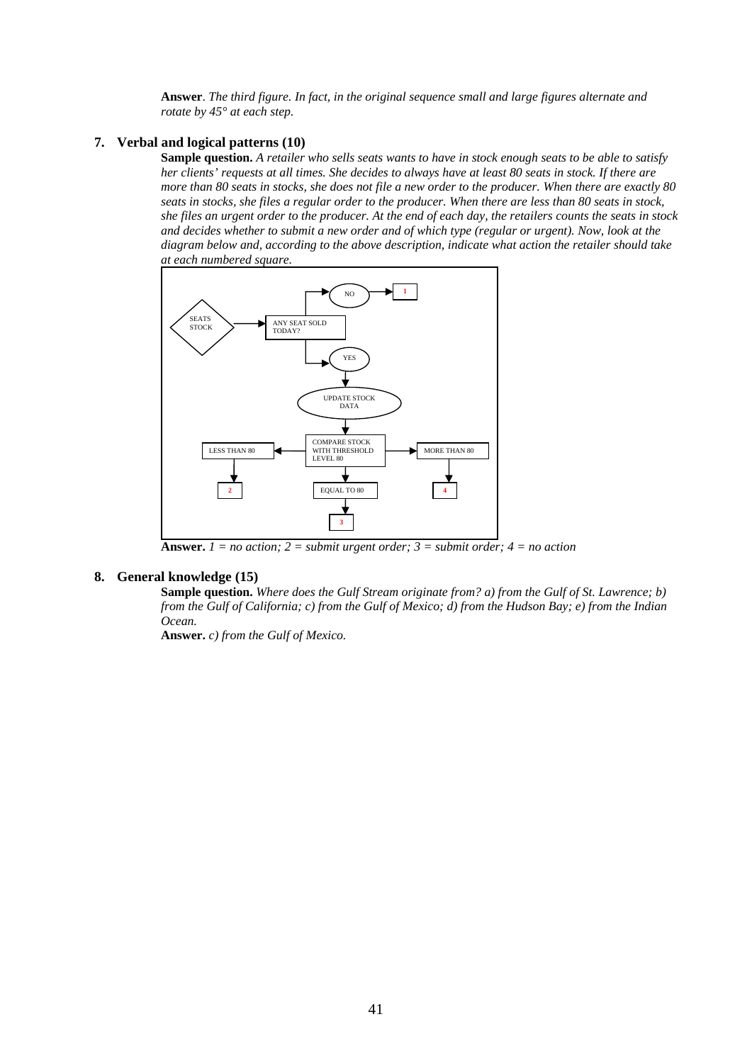**Answer**. *The third figure. In fact, in the original sequence small and large figures alternate and rotate by 45° at each step.*

## 7. Verbal and logical patterns (10)

**Sample question.** *A retailer who sells seats wants to have in stock enough seats to be able to satisfy her clients' requests at all times. She decides to always have at least 80 seats in stock. If there are more than 80 seats in stocks, she does not file a new order to the producer. When there are exactly 80 seats in stocks, she files a regular order to the producer. When there are less than 80 seats in stock, she files an urgent order to the producer. At the end of each day, the retailers counts the seats in stock and decides whether to submit a new order and of which type (regular or urgent). Now, look at the diagram below and, according to the above description, indicate what action the retailer should take at each numbered square.*

SEATS STOCK

ANY SEAT SOLD TODAY?

NO

1

YES

UPDATE STOCK DATA

COMPARE STOCK WITH THRESHOLD LEVEL 80

LESS THAN 80

2

EQUAL TO 80

3

MORE THAN 80

4

**Answer.** *1 = no action; 2 = submit urgent order; 3 = submit order; 4 = no action*

## 8. General knowledge (15)

**Sample question.** *Where does the Gulf Stream originate from? a) from the Gulf of St. Lawrence; b) from the Gulf of California; c) from the Gulf of Mexico; d) from the Hudson Bay; e) from the Indian Ocean.*

**Answer.** *c) from the Gulf of Mexico.*